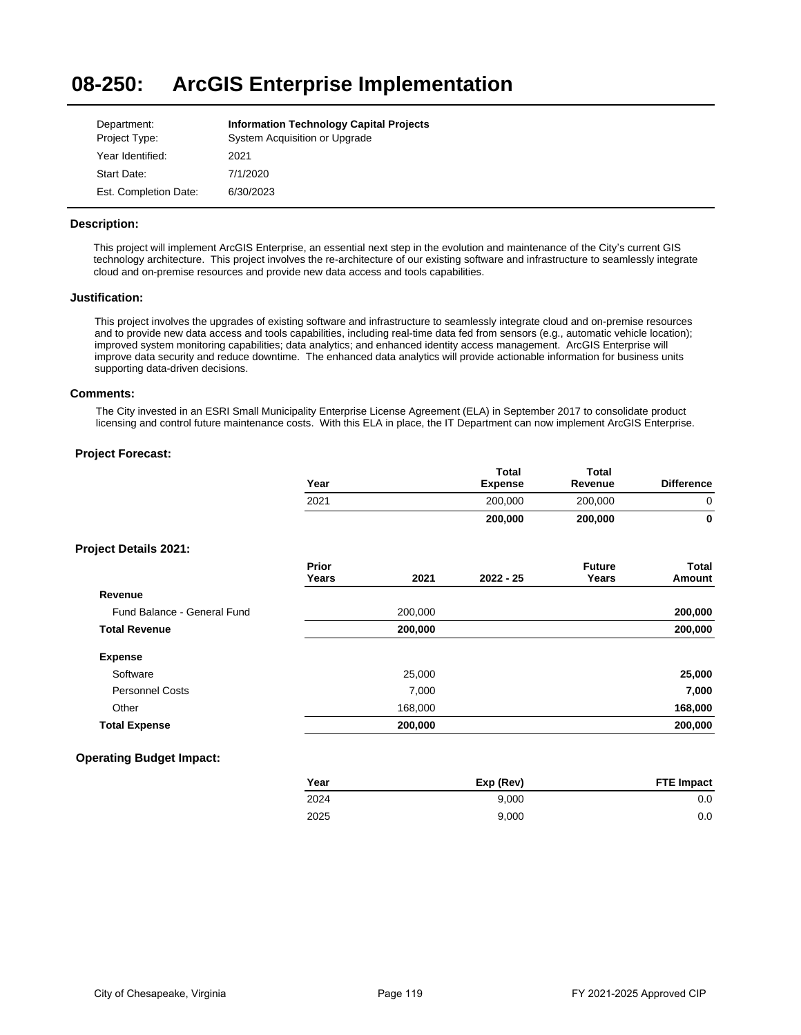# 08-250: ArcGIS Enterprise Implementation

| | |
|---|---|
| Department: | **Information Technology Capital Projects** |
| Project Type: | System Acquisition or Upgrade |
| Year Identified: | 2021 |
| Start Date: | 7/1/2020 |
| Est. Completion Date: | 6/30/2023 |

### Description:

This project will implement ArcGIS Enterprise, an essential next step in the evolution and maintenance of the City's current GIS technology architecture. This project involves the re-architecture of our existing software and infrastructure to seamlessly integrate cloud and on-premise resources and provide new data access and tools capabilities.

### Justification:

This project involves the upgrades of existing software and infrastructure to seamlessly integrate cloud and on-premise resources and to provide new data access and tools capabilities, including real-time data fed from sensors (e.g., automatic vehicle location); improved system monitoring capabilities; data analytics; and enhanced identity access management. ArcGIS Enterprise will improve data security and reduce downtime. The enhanced data analytics will provide actionable information for business units supporting data-driven decisions.

### Comments:

The City invested in an ESRI Small Municipality Enterprise License Agreement (ELA) in September 2017 to consolidate product licensing and control future maintenance costs. With this ELA in place, the IT Department can now implement ArcGIS Enterprise.

### Project Forecast:

| Year | Total Expense | Total Revenue | Difference |
|---|---|---|---|
| 2021 | 200,000 | 200,000 | 0 |
| | **200,000** | **200,000** | **0** |

### Project Details 2021:

| | Prior Years | 2021 | 2022 - 25 | Future Years | Total Amount |
|---|---|---|---|---|---|
| **Revenue** | | | | | |
| Fund Balance - General Fund | | 200,000 | | | **200,000** |
| **Total Revenue** | | **200,000** | | | **200,000** |
| **Expense** | | | | | |
| Software | | 25,000 | | | **25,000** |
| Personnel Costs | | 7,000 | | | **7,000** |
| Other | | 168,000 | | | **168,000** |
| **Total Expense** | | **200,000** | | | **200,000** |

### Operating Budget Impact:

| Year | Exp (Rev) | FTE Impact |
|---|---|---|
| 2024 | 9,000 | 0.0 |
| 2025 | 9,000 | 0.0 |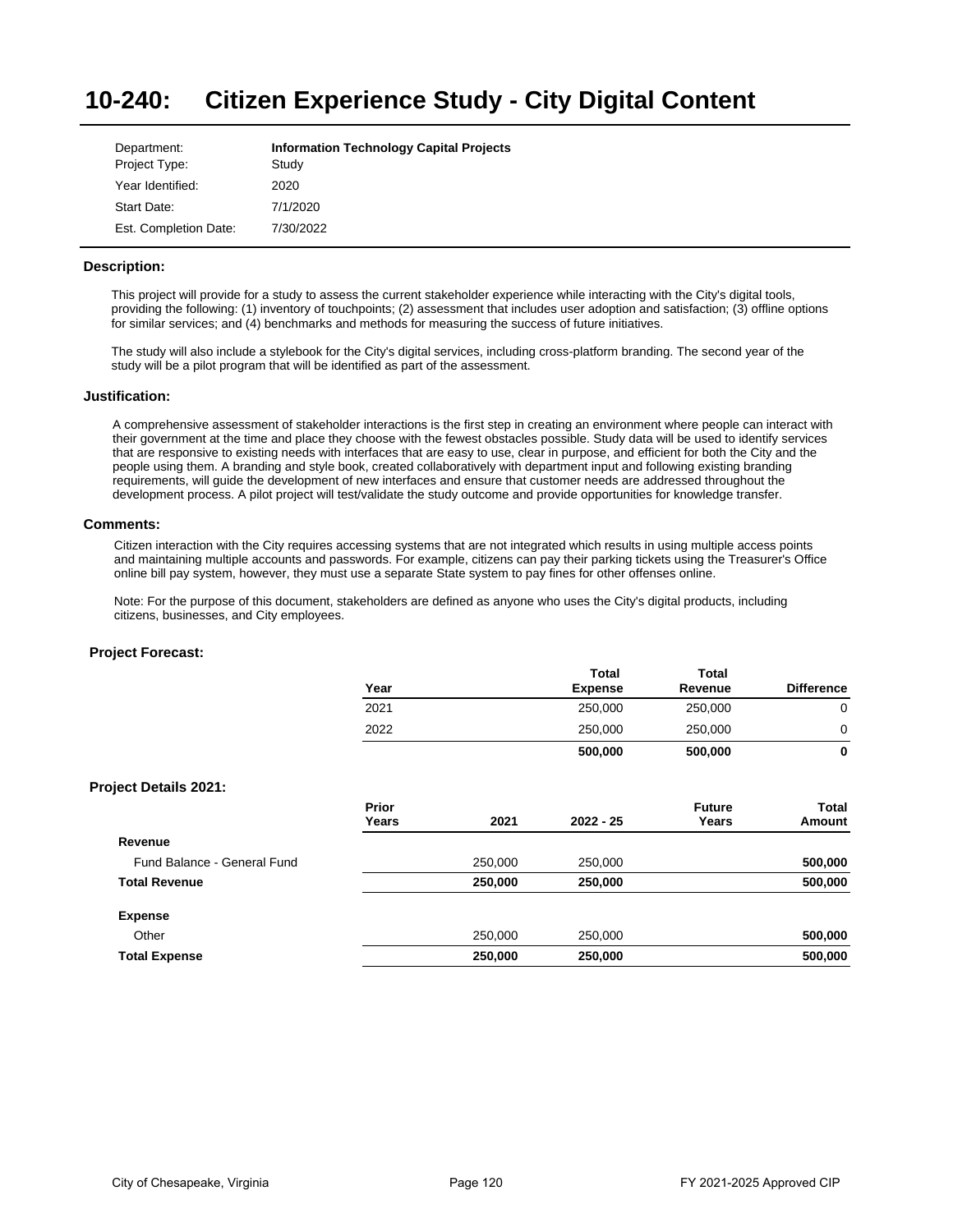# 10-240: Citizen Experience Study - City Digital Content

| | |
|---|---|
| Department: | **Information Technology Capital Projects** |
| Project Type: | Study |
| Year Identified: | 2020 |
| Start Date: | 7/1/2020 |
| Est. Completion Date: | 7/30/2022 |

### Description:

This project will provide for a study to assess the current stakeholder experience while interacting with the City's digital tools, providing the following: (1) inventory of touchpoints; (2) assessment that includes user adoption and satisfaction; (3) offline options for similar services; and (4) benchmarks and methods for measuring the success of future initiatives.

The study will also include a stylebook for the City's digital services, including cross-platform branding. The second year of the study will be a pilot program that will be identified as part of the assessment.

### Justification:

A comprehensive assessment of stakeholder interactions is the first step in creating an environment where people can interact with their government at the time and place they choose with the fewest obstacles possible. Study data will be used to identify services that are responsive to existing needs with interfaces that are easy to use, clear in purpose, and efficient for both the City and the people using them. A branding and style book, created collaboratively with department input and following existing branding requirements, will guide the development of new interfaces and ensure that customer needs are addressed throughout the development process. A pilot project will test/validate the study outcome and provide opportunities for knowledge transfer.

### Comments:

Citizen interaction with the City requires accessing systems that are not integrated which results in using multiple access points and maintaining multiple accounts and passwords. For example, citizens can pay their parking tickets using the Treasurer's Office online bill pay system, however, they must use a separate State system to pay fines for other offenses online.

Note: For the purpose of this document, stakeholders are defined as anyone who uses the City's digital products, including citizens, businesses, and City employees.

### Project Forecast:

| Year | Total Expense | Total Revenue | Difference |
|---|---|---|---|
| 2021 | 250,000 | 250,000 | 0 |
| 2022 | 250,000 | 250,000 | 0 |
| | **500,000** | **500,000** | **0** |

### Project Details 2021:

| | Prior Years | 2021 | 2022 - 25 | Future Years | Total Amount |
|---|---|---|---|---|---|
| **Revenue** | | | | | |
| Fund Balance - General Fund | | 250,000 | 250,000 | | **500,000** |
| **Total Revenue** | | **250,000** | **250,000** | | **500,000** |
| **Expense** | | | | | |
| Other | | 250,000 | 250,000 | | **500,000** |
| **Total Expense** | | **250,000** | **250,000** | | **500,000** |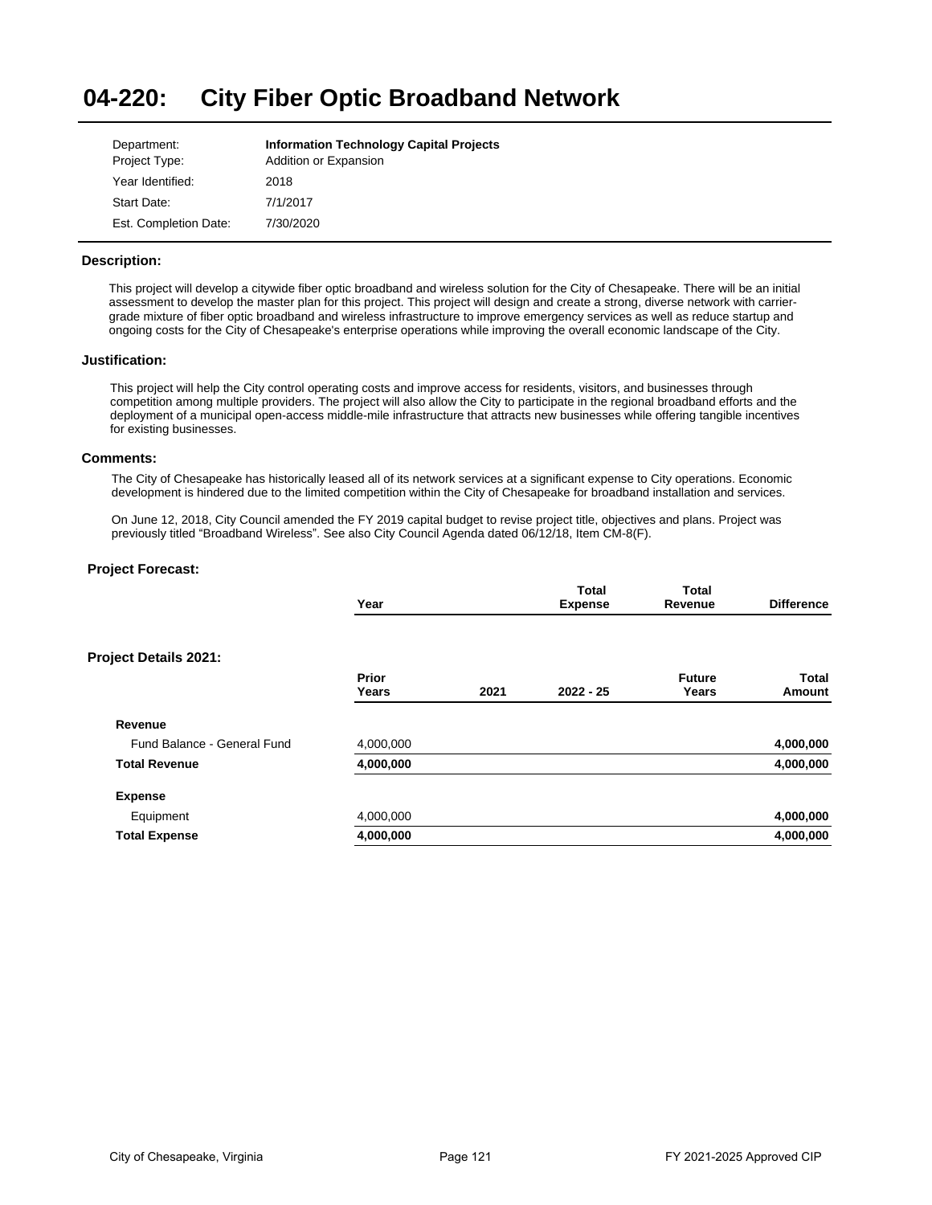# 04-220: City Fiber Optic Broadband Network

| | |
|---|---|
| Department: | **Information Technology Capital Projects** |
| Project Type: | Addition or Expansion |
| Year Identified: | 2018 |
| Start Date: | 7/1/2017 |
| Est. Completion Date: | 7/30/2020 |

### Description:

This project will develop a citywide fiber optic broadband and wireless solution for the City of Chesapeake. There will be an initial assessment to develop the master plan for this project. This project will design and create a strong, diverse network with carrier-grade mixture of fiber optic broadband and wireless infrastructure to improve emergency services as well as reduce startup and ongoing costs for the City of Chesapeake's enterprise operations while improving the overall economic landscape of the City.

### Justification:

This project will help the City control operating costs and improve access for residents, visitors, and businesses through competition among multiple providers. The project will also allow the City to participate in the regional broadband efforts and the deployment of a municipal open-access middle-mile infrastructure that attracts new businesses while offering tangible incentives for existing businesses.

### Comments:

The City of Chesapeake has historically leased all of its network services at a significant expense to City operations. Economic development is hindered due to the limited competition within the City of Chesapeake for broadband installation and services.

On June 12, 2018, City Council amended the FY 2019 capital budget to revise project title, objectives and plans. Project was previously titled “Broadband Wireless”. See also City Council Agenda dated 06/12/18, Item CM-8(F).

### Project Forecast:

| Year | Total Expense | Total Revenue | Difference |
|---|---|---|---|

### Project Details 2021:

| | Prior Years | 2021 | 2022 - 25 | Future Years | Total Amount |
|---|---|---|---|---|---|
| **Revenue** | | | | | |
| Fund Balance - General Fund | 4,000,000 | | | | **4,000,000** |
| **Total Revenue** | **4,000,000** | | | | **4,000,000** |
| **Expense** | | | | | |
| Equipment | 4,000,000 | | | | **4,000,000** |
| **Total Expense** | **4,000,000** | | | | **4,000,000** |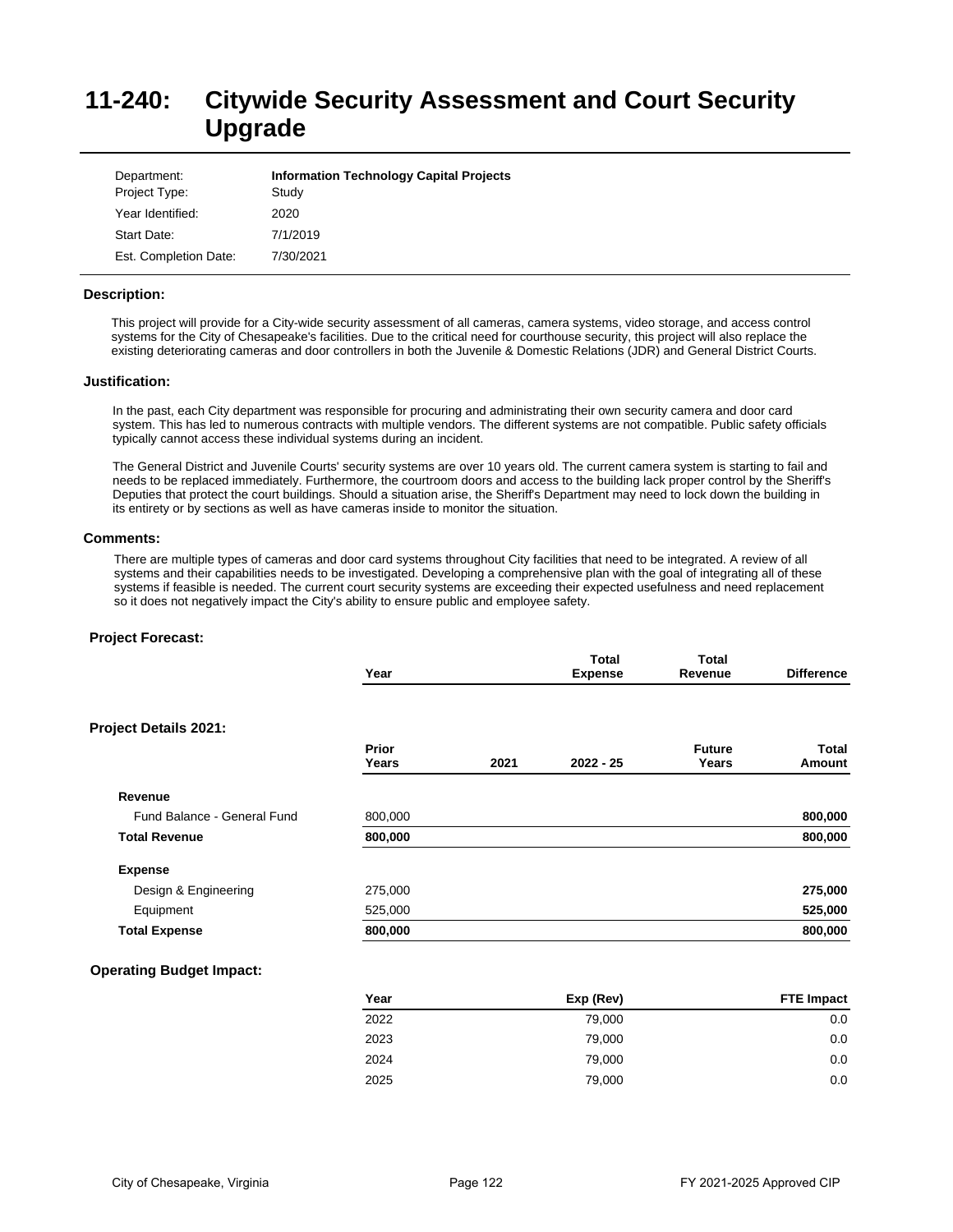# 11-240: Citywide Security Assessment and Court Security Upgrade

| | |
|---|---|
| Department: | **Information Technology Capital Projects** |
| Project Type: | Study |
| Year Identified: | 2020 |
| Start Date: | 7/1/2019 |
| Est. Completion Date: | 7/30/2021 |

### Description:

This project will provide for a City-wide security assessment of all cameras, camera systems, video storage, and access control systems for the City of Chesapeake's facilities. Due to the critical need for courthouse security, this project will also replace the existing deteriorating cameras and door controllers in both the Juvenile & Domestic Relations (JDR) and General District Courts.

### Justification:

In the past, each City department was responsible for procuring and administrating their own security camera and door card system. This has led to numerous contracts with multiple vendors. The different systems are not compatible. Public safety officials typically cannot access these individual systems during an incident.

The General District and Juvenile Courts' security systems are over 10 years old. The current camera system is starting to fail and needs to be replaced immediately. Furthermore, the courtroom doors and access to the building lack proper control by the Sheriff's Deputies that protect the court buildings. Should a situation arise, the Sheriff's Department may need to lock down the building in its entirety or by sections as well as have cameras inside to monitor the situation.

### Comments:

There are multiple types of cameras and door card systems throughout City facilities that need to be integrated. A review of all systems and their capabilities needs to be investigated. Developing a comprehensive plan with the goal of integrating all of these systems if feasible is needed. The current court security systems are exceeding their expected usefulness and need replacement so it does not negatively impact the City's ability to ensure public and employee safety.

### Project Forecast:

| Year | Total Expense | Total Revenue | Difference |
|---|---|---|---|

### Project Details 2021:

| | Prior Years | 2021 | 2022 - 25 | Future Years | Total Amount |
|---|---|---|---|---|---|
| **Revenue** | | | | | |
| Fund Balance - General Fund | 800,000 | | | | **800,000** |
| **Total Revenue** | **800,000** | | | | **800,000** |
| **Expense** | | | | | |
| Design & Engineering | 275,000 | | | | **275,000** |
| Equipment | 525,000 | | | | **525,000** |
| **Total Expense** | **800,000** | | | | **800,000** |

### Operating Budget Impact:

| Year | Exp (Rev) | FTE Impact |
|---|---|---|
| 2022 | 79,000 | 0.0 |
| 2023 | 79,000 | 0.0 |
| 2024 | 79,000 | 0.0 |
| 2025 | 79,000 | 0.0 |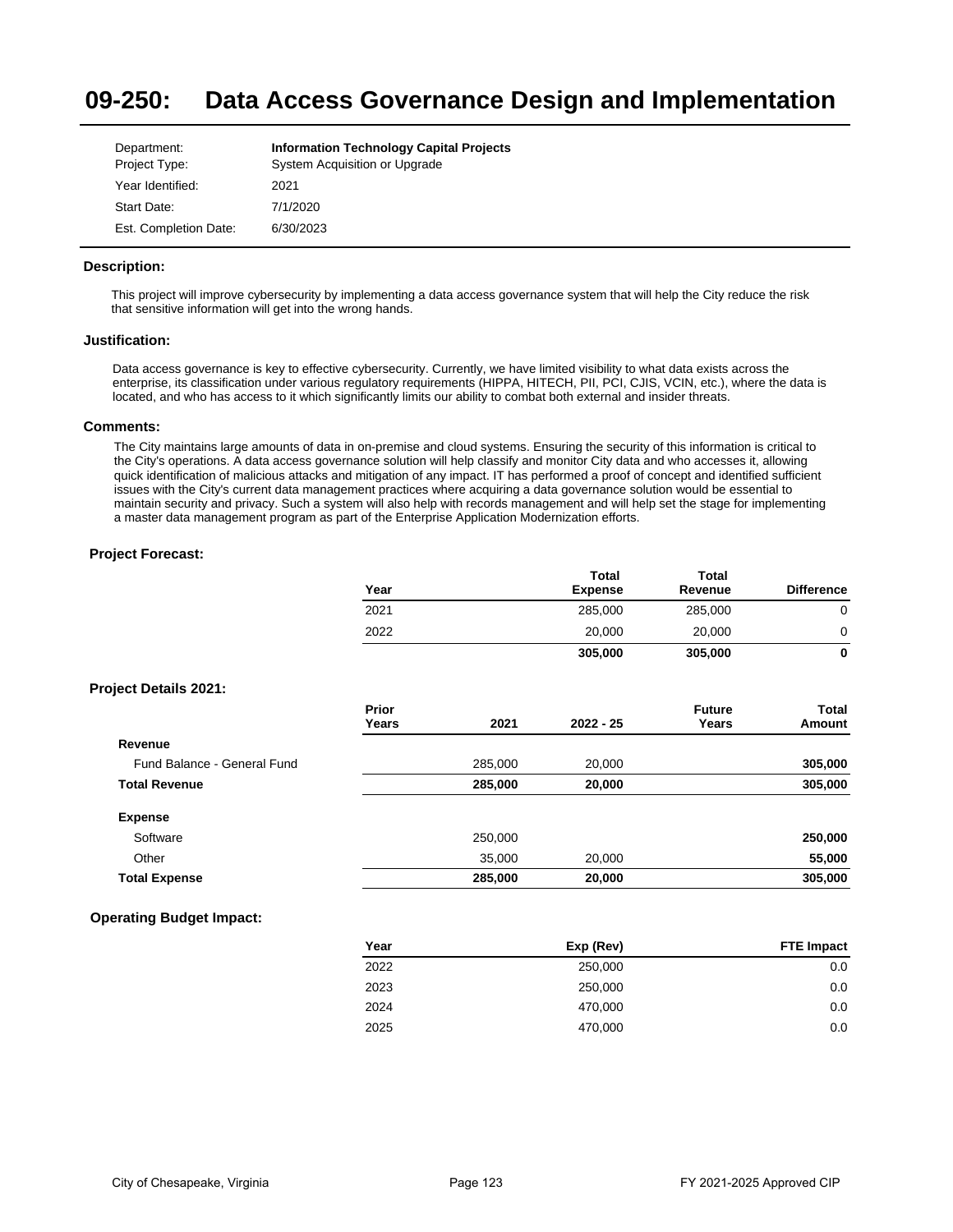# 09-250: Data Access Governance Design and Implementation

| | |
|---|---|
| Department: | **Information Technology Capital Projects** |
| Project Type: | System Acquisition or Upgrade |
| Year Identified: | 2021 |
| Start Date: | 7/1/2020 |
| Est. Completion Date: | 6/30/2023 |

### Description:

This project will improve cybersecurity by implementing a data access governance system that will help the City reduce the risk that sensitive information will get into the wrong hands.

### Justification:

Data access governance is key to effective cybersecurity. Currently, we have limited visibility to what data exists across the enterprise, its classification under various regulatory requirements (HIPPA, HITECH, PII, PCI, CJIS, VCIN, etc.), where the data is located, and who has access to it which significantly limits our ability to combat both external and insider threats.

### Comments:

The City maintains large amounts of data in on-premise and cloud systems. Ensuring the security of this information is critical to the City's operations. A data access governance solution will help classify and monitor City data and who accesses it, allowing quick identification of malicious attacks and mitigation of any impact. IT has performed a proof of concept and identified sufficient issues with the City's current data management practices where acquiring a data governance solution would be essential to maintain security and privacy. Such a system will also help with records management and will help set the stage for implementing a master data management program as part of the Enterprise Application Modernization efforts.

### Project Forecast:

| Year | Total Expense | Total Revenue | Difference |
|---|---|---|---|
| 2021 | 285,000 | 285,000 | 0 |
| 2022 | 20,000 | 20,000 | 0 |
| | **305,000** | **305,000** | **0** |

### Project Details 2021:

| | Prior Years | 2021 | 2022 - 25 | Future Years | Total Amount |
|---|---|---|---|---|---|
| **Revenue** | | | | | |
| Fund Balance - General Fund | | 285,000 | 20,000 | | **305,000** |
| **Total Revenue** | | **285,000** | **20,000** | | **305,000** |
| **Expense** | | | | | |
| Software | | 250,000 | | | **250,000** |
| Other | | 35,000 | 20,000 | | **55,000** |
| **Total Expense** | | **285,000** | **20,000** | | **305,000** |

### Operating Budget Impact:

| Year | Exp (Rev) | FTE Impact |
|---|---|---|
| 2022 | 250,000 | 0.0 |
| 2023 | 250,000 | 0.0 |
| 2024 | 470,000 | 0.0 |
| 2025 | 470,000 | 0.0 |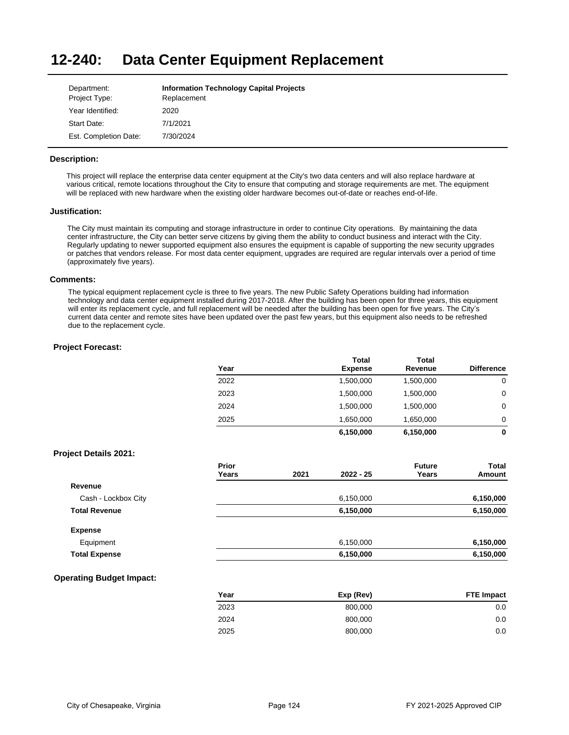# 12-240: Data Center Equipment Replacement

| | |
|---|---|
| Department: | **Information Technology Capital Projects** |
| Project Type: | Replacement |
| Year Identified: | 2020 |
| Start Date: | 7/1/2021 |
| Est. Completion Date: | 7/30/2024 |

### Description:

This project will replace the enterprise data center equipment at the City's two data centers and will also replace hardware at various critical, remote locations throughout the City to ensure that computing and storage requirements are met. The equipment will be replaced with new hardware when the existing older hardware becomes out-of-date or reaches end-of-life.

### Justification:

The City must maintain its computing and storage infrastructure in order to continue City operations. By maintaining the data center infrastructure, the City can better serve citizens by giving them the ability to conduct business and interact with the City. Regularly updating to newer supported equipment also ensures the equipment is capable of supporting the new security upgrades or patches that vendors release. For most data center equipment, upgrades are required are regular intervals over a period of time (approximately five years).

### Comments:

The typical equipment replacement cycle is three to five years. The new Public Safety Operations building had information technology and data center equipment installed during 2017-2018. After the building has been open for three years, this equipment will enter its replacement cycle, and full replacement will be needed after the building has been open for five years. The City's current data center and remote sites have been updated over the past few years, but this equipment also needs to be refreshed due to the replacement cycle.

### Project Forecast:

| Year | Total Expense | Total Revenue | Difference |
|---|---|---|---|
| 2022 | 1,500,000 | 1,500,000 | 0 |
| 2023 | 1,500,000 | 1,500,000 | 0 |
| 2024 | 1,500,000 | 1,500,000 | 0 |
| 2025 | 1,650,000 | 1,650,000 | 0 |
| | **6,150,000** | **6,150,000** | **0** |

### Project Details 2021:

| | Prior Years | 2021 | 2022 - 25 | Future Years | Total Amount |
|---|---|---|---|---|---|
| **Revenue** | | | | | |
| Cash - Lockbox City | | | 6,150,000 | | **6,150,000** |
| **Total Revenue** | | | **6,150,000** | | **6,150,000** |
| **Expense** | | | | | |
| Equipment | | | 6,150,000 | | **6,150,000** |
| **Total Expense** | | | **6,150,000** | | **6,150,000** |

### Operating Budget Impact:

| Year | Exp (Rev) | FTE Impact |
|---|---|---|
| 2023 | 800,000 | 0.0 |
| 2024 | 800,000 | 0.0 |
| 2025 | 800,000 | 0.0 |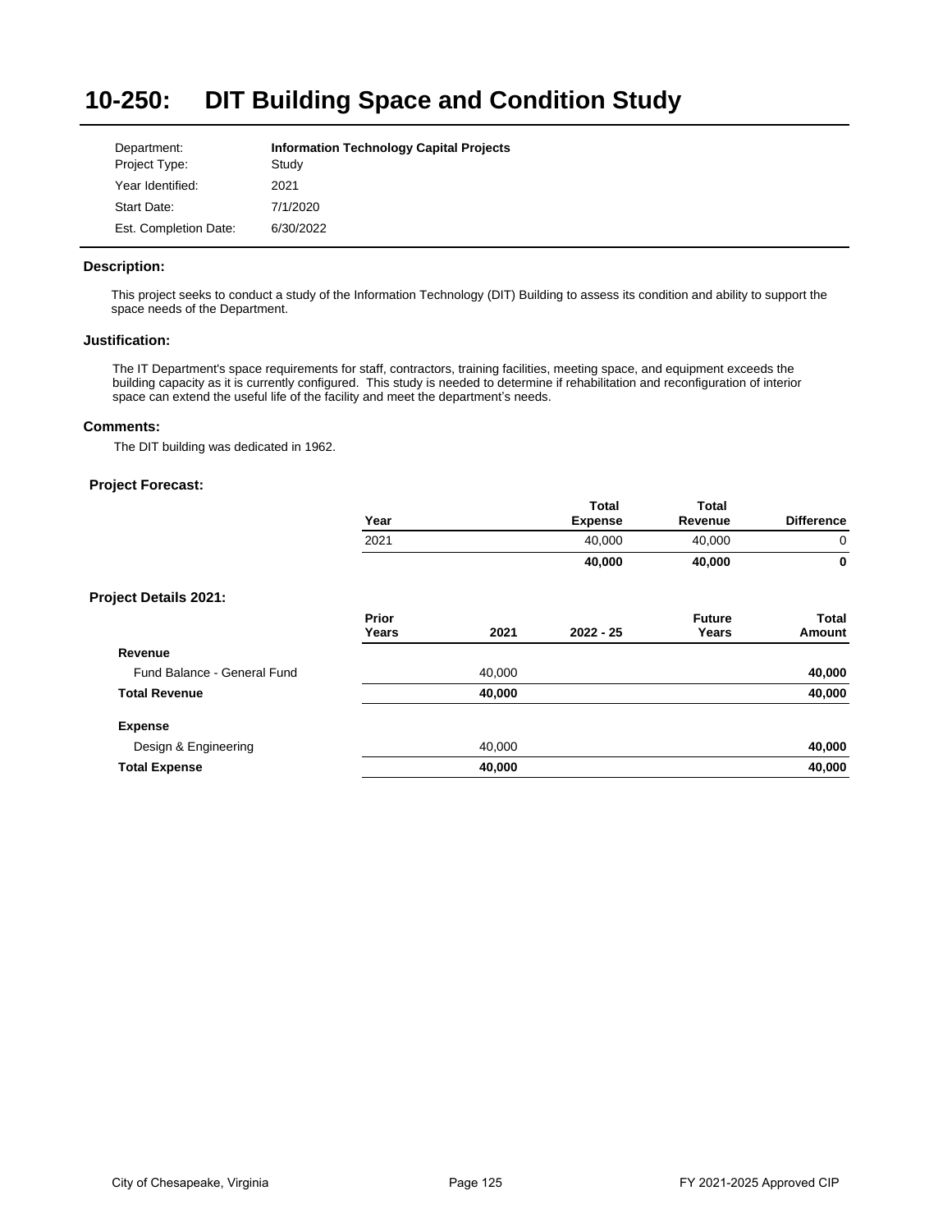# 10-250: DIT Building Space and Condition Study

| | |
|---|---|
| Department: | **Information Technology Capital Projects** |
| Project Type: | Study |
| Year Identified: | 2021 |
| Start Date: | 7/1/2020 |
| Est. Completion Date: | 6/30/2022 |

### Description:

This project seeks to conduct a study of the Information Technology (DIT) Building to assess its condition and ability to support the space needs of the Department.

### Justification:

The IT Department's space requirements for staff, contractors, training facilities, meeting space, and equipment exceeds the building capacity as it is currently configured. This study is needed to determine if rehabilitation and reconfiguration of interior space can extend the useful life of the facility and meet the department's needs.

### Comments:

The DIT building was dedicated in 1962.

### Project Forecast:

| Year | Total Expense | Total Revenue | Difference |
|---|---|---|---|
| 2021 | 40,000 | 40,000 | 0 |
| | **40,000** | **40,000** | **0** |

### Project Details 2021:

| | Prior Years | 2021 | 2022 - 25 | Future Years | Total Amount |
|---|---|---|---|---|---|
| **Revenue** | | | | | |
| Fund Balance - General Fund | | 40,000 | | | **40,000** |
| **Total Revenue** | | **40,000** | | | **40,000** |
| **Expense** | | | | | |
| Design & Engineering | | 40,000 | | | **40,000** |
| **Total Expense** | | **40,000** | | | **40,000** |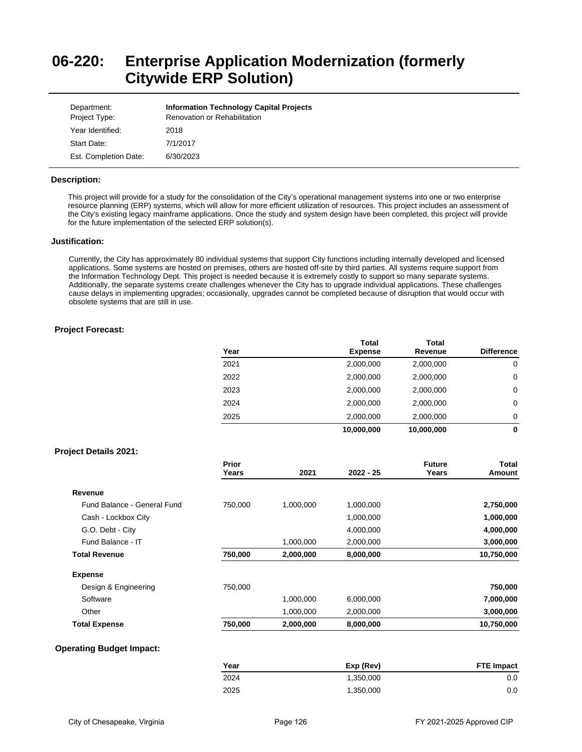# 06-220: Enterprise Application Modernization (formerly Citywide ERP Solution)

| | |
|---|---|
| Department: | **Information Technology Capital Projects** |
| Project Type: | Renovation or Rehabilitation |
| Year Identified: | 2018 |
| Start Date: | 7/1/2017 |
| Est. Completion Date: | 6/30/2023 |

### Description:

This project will provide for a study for the consolidation of the City's operational management systems into one or two enterprise resource planning (ERP) systems, which will allow for more efficient utilization of resources. This project includes an assessment of the City's existing legacy mainframe applications. Once the study and system design have been completed, this project will provide for the future implementation of the selected ERP solution(s).

### Justification:

Currently, the City has approximately 80 individual systems that support City functions including internally developed and licensed applications. Some systems are hosted on premises, others are hosted off-site by third parties. All systems require support from the Information Technology Dept. This project is needed because it is extremely costly to support so many separate systems. Additionally, the separate systems create challenges whenever the City has to upgrade individual applications. These challenges cause delays in implementing upgrades; occasionally, upgrades cannot be completed because of disruption that would occur with obsolete systems that are still in use.

### Project Forecast:

| Year | Total Expense | Total Revenue | Difference |
|---|---|---|---|
| 2021 | 2,000,000 | 2,000,000 | 0 |
| 2022 | 2,000,000 | 2,000,000 | 0 |
| 2023 | 2,000,000 | 2,000,000 | 0 |
| 2024 | 2,000,000 | 2,000,000 | 0 |
| 2025 | 2,000,000 | 2,000,000 | 0 |
| | **10,000,000** | **10,000,000** | **0** |

### Project Details 2021:

| | Prior Years | 2021 | 2022 - 25 | Future Years | Total Amount |
|---|---|---|---|---|---|
| **Revenue** | | | | | |
| Fund Balance - General Fund | 750,000 | 1,000,000 | 1,000,000 | | **2,750,000** |
| Cash - Lockbox City | | | 1,000,000 | | **1,000,000** |
| G.O. Debt - City | | | 4,000,000 | | **4,000,000** |
| Fund Balance - IT | | 1,000,000 | 2,000,000 | | **3,000,000** |
| **Total Revenue** | **750,000** | **2,000,000** | **8,000,000** | | **10,750,000** |
| **Expense** | | | | | |
| Design & Engineering | 750,000 | | | | **750,000** |
| Software | | 1,000,000 | 6,000,000 | | **7,000,000** |
| Other | | 1,000,000 | 2,000,000 | | **3,000,000** |
| **Total Expense** | **750,000** | **2,000,000** | **8,000,000** | | **10,750,000** |

### Operating Budget Impact:

| Year | Exp (Rev) | FTE Impact |
|---|---|---|
| 2024 | 1,350,000 | 0.0 |
| 2025 | 1,350,000 | 0.0 |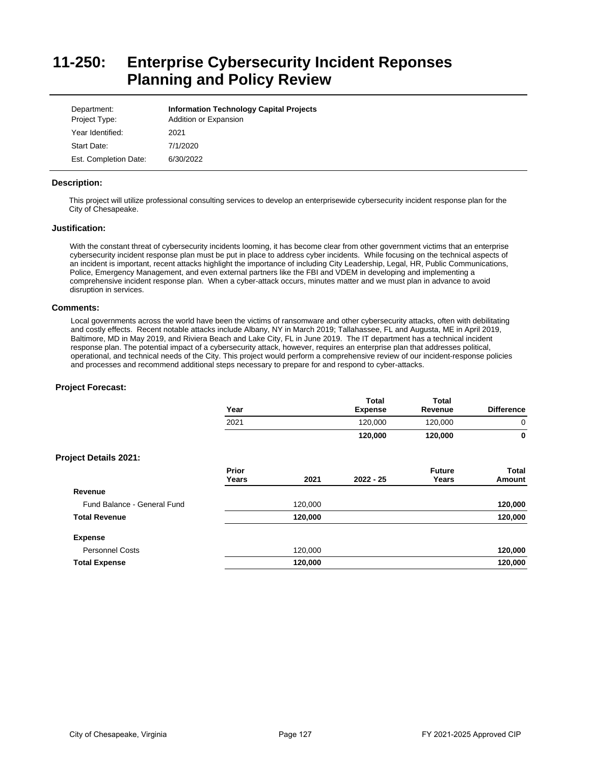# 11-250: Enterprise Cybersecurity Incident Reponses Planning and Policy Review

| | |
|---|---|
| Department: | **Information Technology Capital Projects** |
| Project Type: | Addition or Expansion |
| Year Identified: | 2021 |
| Start Date: | 7/1/2020 |
| Est. Completion Date: | 6/30/2022 |

### Description:

This project will utilize professional consulting services to develop an enterprisewide cybersecurity incident response plan for the City of Chesapeake.

### Justification:

With the constant threat of cybersecurity incidents looming, it has become clear from other government victims that an enterprise cybersecurity incident response plan must be put in place to address cyber incidents. While focusing on the technical aspects of an incident is important, recent attacks highlight the importance of including City Leadership, Legal, HR, Public Communications, Police, Emergency Management, and even external partners like the FBI and VDEM in developing and implementing a comprehensive incident response plan. When a cyber-attack occurs, minutes matter and we must plan in advance to avoid disruption in services.

### Comments:

Local governments across the world have been the victims of ransomware and other cybersecurity attacks, often with debilitating and costly effects. Recent notable attacks include Albany, NY in March 2019; Tallahassee, FL and Augusta, ME in April 2019, Baltimore, MD in May 2019, and Riviera Beach and Lake City, FL in June 2019. The IT department has a technical incident response plan. The potential impact of a cybersecurity attack, however, requires an enterprise plan that addresses political, operational, and technical needs of the City. This project would perform a comprehensive review of our incident-response policies and processes and recommend additional steps necessary to prepare for and respond to cyber-attacks.

### Project Forecast:

| Year | Total Expense | Total Revenue | Difference |
|---|---|---|---|
| 2021 | 120,000 | 120,000 | 0 |
| | **120,000** | **120,000** | **0** |

### Project Details 2021:

| | Prior Years | 2021 | 2022 - 25 | Future Years | Total Amount |
|---|---|---|---|---|---|
| **Revenue** | | | | | |
| Fund Balance - General Fund | | 120,000 | | | **120,000** |
| **Total Revenue** | | **120,000** | | | **120,000** |
| **Expense** | | | | | |
| Personnel Costs | | 120,000 | | | **120,000** |
| **Total Expense** | | **120,000** | | | **120,000** |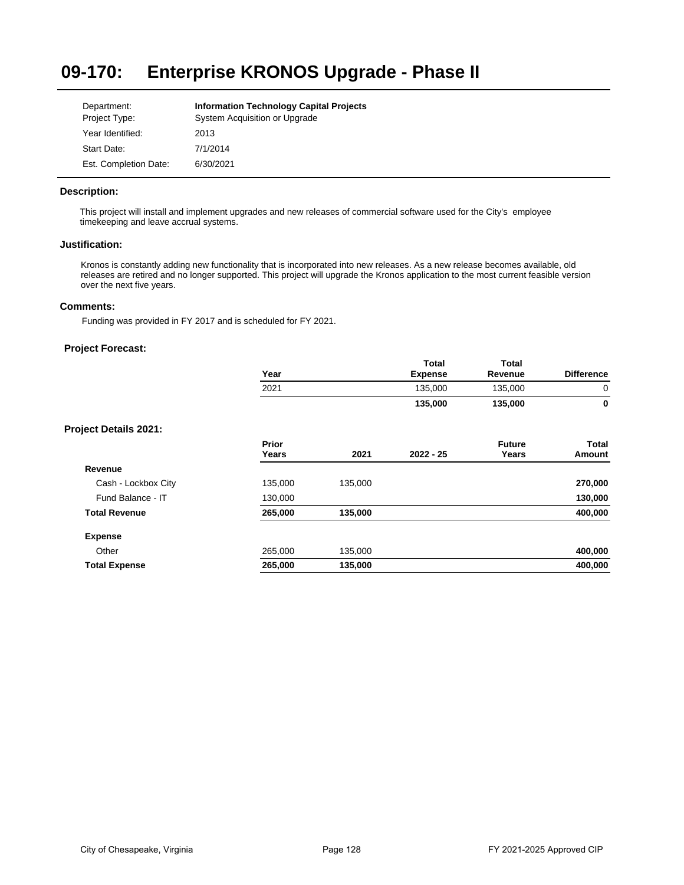# 09-170: Enterprise KRONOS Upgrade - Phase II

| | |
|---|---|
| Department: | **Information Technology Capital Projects** |
| Project Type: | System Acquisition or Upgrade |
| Year Identified: | 2013 |
| Start Date: | 7/1/2014 |
| Est. Completion Date: | 6/30/2021 |

### Description:

This project will install and implement upgrades and new releases of commercial software used for the City's employee timekeeping and leave accrual systems.

### Justification:

Kronos is constantly adding new functionality that is incorporated into new releases. As a new release becomes available, old releases are retired and no longer supported. This project will upgrade the Kronos application to the most current feasible version over the next five years.

### Comments:

Funding was provided in FY 2017 and is scheduled for FY 2021.

### Project Forecast:

| Year | Total Expense | Total Revenue | Difference |
|---|---|---|---|
| 2021 | 135,000 | 135,000 | 0 |
| | **135,000** | **135,000** | **0** |

### Project Details 2021:

| | Prior Years | 2021 | 2022 - 25 | Future Years | Total Amount |
|---|---|---|---|---|---|
| **Revenue** | | | | | |
| Cash - Lockbox City | 135,000 | 135,000 | | | **270,000** |
| Fund Balance - IT | 130,000 | | | | **130,000** |
| **Total Revenue** | **265,000** | **135,000** | | | **400,000** |
| **Expense** | | | | | |
| Other | 265,000 | 135,000 | | | **400,000** |
| **Total Expense** | **265,000** | **135,000** | | | **400,000** |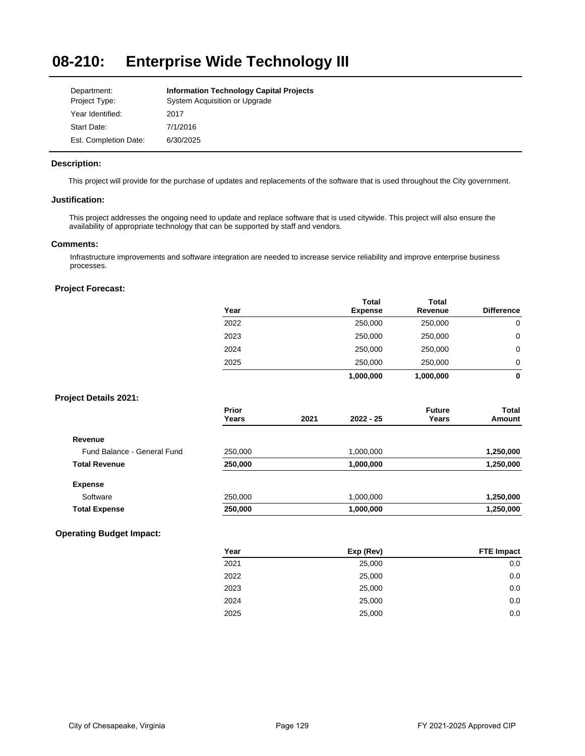# 08-210: Enterprise Wide Technology III

| | |
|---|---|
| Department: | **Information Technology Capital Projects** |
| Project Type: | System Acquisition or Upgrade |
| Year Identified: | 2017 |
| Start Date: | 7/1/2016 |
| Est. Completion Date: | 6/30/2025 |

### Description:

This project will provide for the purchase of updates and replacements of the software that is used throughout the City government.

### Justification:

This project addresses the ongoing need to update and replace software that is used citywide. This project will also ensure the availability of appropriate technology that can be supported by staff and vendors.

### Comments:

Infrastructure improvements and software integration are needed to increase service reliability and improve enterprise business processes.

### Project Forecast:

| Year | Total Expense | Total Revenue | Difference |
|---|---|---|---|
| 2022 | 250,000 | 250,000 | 0 |
| 2023 | 250,000 | 250,000 | 0 |
| 2024 | 250,000 | 250,000 | 0 |
| 2025 | 250,000 | 250,000 | 0 |
| | **1,000,000** | **1,000,000** | **0** |

### Project Details 2021:

| | Prior Years | 2021 | 2022 - 25 | Future Years | Total Amount |
|---|---|---|---|---|---|
| **Revenue** | | | | | |
| Fund Balance - General Fund | 250,000 | | 1,000,000 | | **1,250,000** |
| **Total Revenue** | **250,000** | | **1,000,000** | | **1,250,000** |
| **Expense** | | | | | |
| Software | 250,000 | | 1,000,000 | | **1,250,000** |
| **Total Expense** | **250,000** | | **1,000,000** | | **1,250,000** |

### Operating Budget Impact:

| Year | Exp (Rev) | FTE Impact |
|---|---|---|
| 2021 | 25,000 | 0.0 |
| 2022 | 25,000 | 0.0 |
| 2023 | 25,000 | 0.0 |
| 2024 | 25,000 | 0.0 |
| 2025 | 25,000 | 0.0 |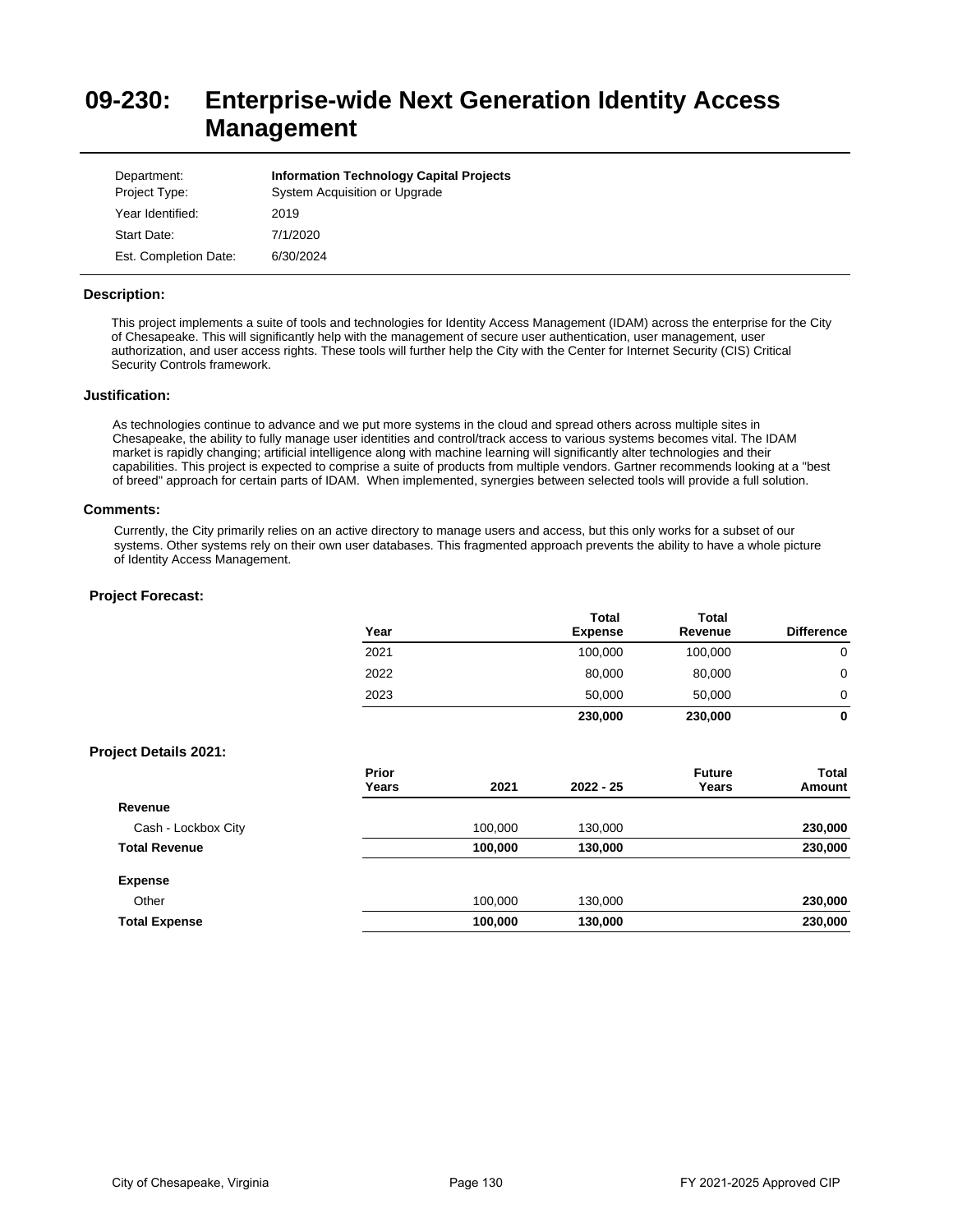# 09-230: Enterprise-wide Next Generation Identity Access Management

| | |
|---|---|
| Department: | **Information Technology Capital Projects** |
| Project Type: | System Acquisition or Upgrade |
| Year Identified: | 2019 |
| Start Date: | 7/1/2020 |
| Est. Completion Date: | 6/30/2024 |

### Description:

This project implements a suite of tools and technologies for Identity Access Management (IDAM) across the enterprise for the City of Chesapeake. This will significantly help with the management of secure user authentication, user management, user authorization, and user access rights. These tools will further help the City with the Center for Internet Security (CIS) Critical Security Controls framework.

### Justification:

As technologies continue to advance and we put more systems in the cloud and spread others across multiple sites in Chesapeake, the ability to fully manage user identities and control/track access to various systems becomes vital. The IDAM market is rapidly changing; artificial intelligence along with machine learning will significantly alter technologies and their capabilities. This project is expected to comprise a suite of products from multiple vendors. Gartner recommends looking at a "best of breed" approach for certain parts of IDAM. When implemented, synergies between selected tools will provide a full solution.

### Comments:

Currently, the City primarily relies on an active directory to manage users and access, but this only works for a subset of our systems. Other systems rely on their own user databases. This fragmented approach prevents the ability to have a whole picture of Identity Access Management.

### Project Forecast:

| Year | Total Expense | Total Revenue | Difference |
|---|---|---|---|
| 2021 | 100,000 | 100,000 | 0 |
| 2022 | 80,000 | 80,000 | 0 |
| 2023 | 50,000 | 50,000 | 0 |
| | **230,000** | **230,000** | **0** |

### Project Details 2021:

| | Prior Years | 2021 | 2022 - 25 | Future Years | Total Amount |
|---|---|---|---|---|---|
| **Revenue** | | | | | |
| Cash - Lockbox City | | 100,000 | 130,000 | | **230,000** |
| **Total Revenue** | | **100,000** | **130,000** | | **230,000** |
| **Expense** | | | | | |
| Other | | 100,000 | 130,000 | | **230,000** |
| **Total Expense** | | **100,000** | **130,000** | | **230,000** |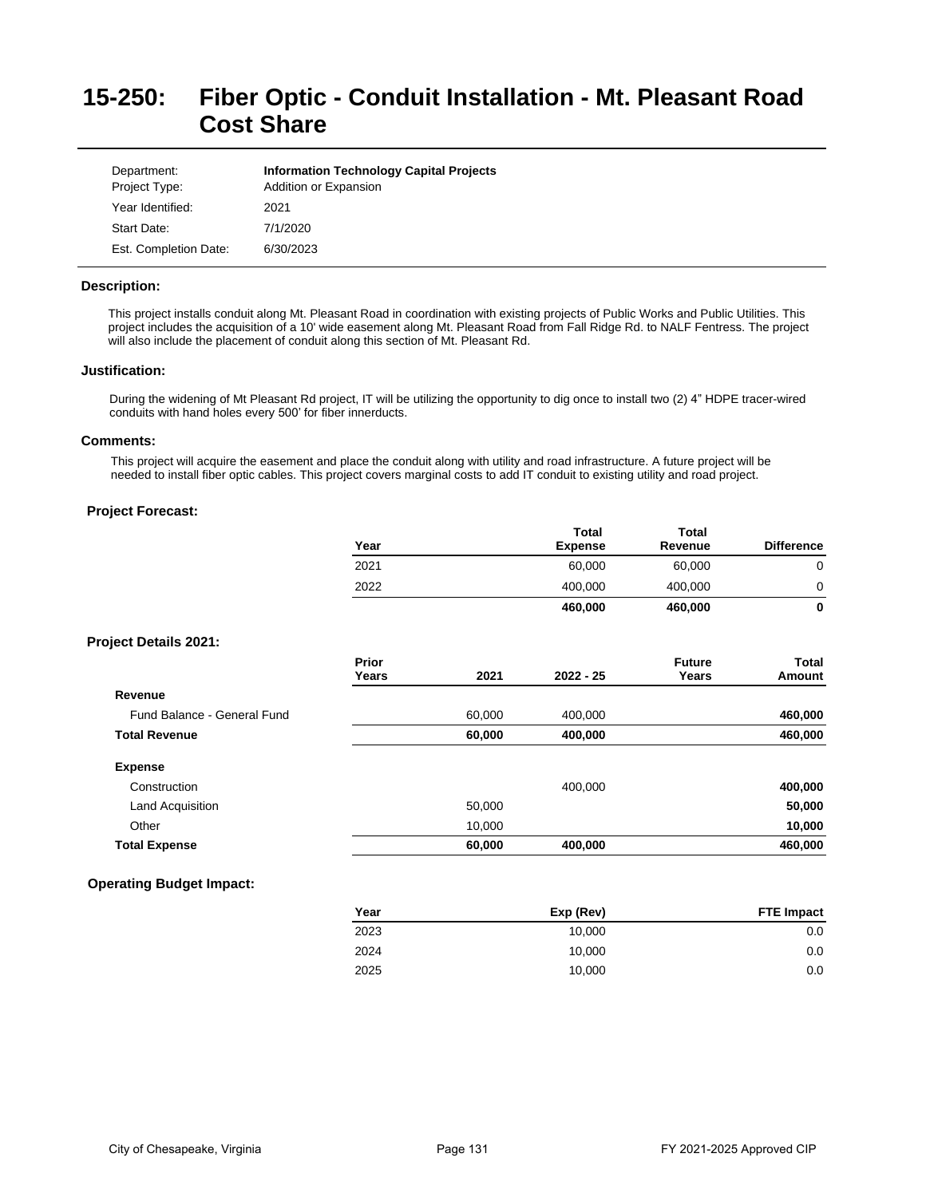# 15-250: Fiber Optic - Conduit Installation - Mt. Pleasant Road Cost Share

| | |
|---|---|
| Department: | **Information Technology Capital Projects** |
| Project Type: | Addition or Expansion |
| Year Identified: | 2021 |
| Start Date: | 7/1/2020 |
| Est. Completion Date: | 6/30/2023 |

### Description:

This project installs conduit along Mt. Pleasant Road in coordination with existing projects of Public Works and Public Utilities. This project includes the acquisition of a 10' wide easement along Mt. Pleasant Road from Fall Ridge Rd. to NALF Fentress. The project will also include the placement of conduit along this section of Mt. Pleasant Rd.

### Justification:

During the widening of Mt Pleasant Rd project, IT will be utilizing the opportunity to dig once to install two (2) 4" HDPE tracer-wired conduits with hand holes every 500' for fiber innerducts.

### Comments:

This project will acquire the easement and place the conduit along with utility and road infrastructure. A future project will be needed to install fiber optic cables. This project covers marginal costs to add IT conduit to existing utility and road project.

### Project Forecast:

| Year | Total Expense | Total Revenue | Difference |
|---|---|---|---|
| 2021 | 60,000 | 60,000 | 0 |
| 2022 | 400,000 | 400,000 | 0 |
| | **460,000** | **460,000** | **0** |

### Project Details 2021:

| | Prior Years | 2021 | 2022 - 25 | Future Years | Total Amount |
|---|---|---|---|---|---|
| **Revenue** | | | | | |
| Fund Balance - General Fund | | 60,000 | 400,000 | | **460,000** |
| **Total Revenue** | | **60,000** | **400,000** | | **460,000** |
| **Expense** | | | | | |
| Construction | | | 400,000 | | **400,000** |
| Land Acquisition | | 50,000 | | | **50,000** |
| Other | | 10,000 | | | **10,000** |
| **Total Expense** | | **60,000** | **400,000** | | **460,000** |

### Operating Budget Impact:

| Year | Exp (Rev) | FTE Impact |
|---|---|---|
| 2023 | 10,000 | 0.0 |
| 2024 | 10,000 | 0.0 |
| 2025 | 10,000 | 0.0 |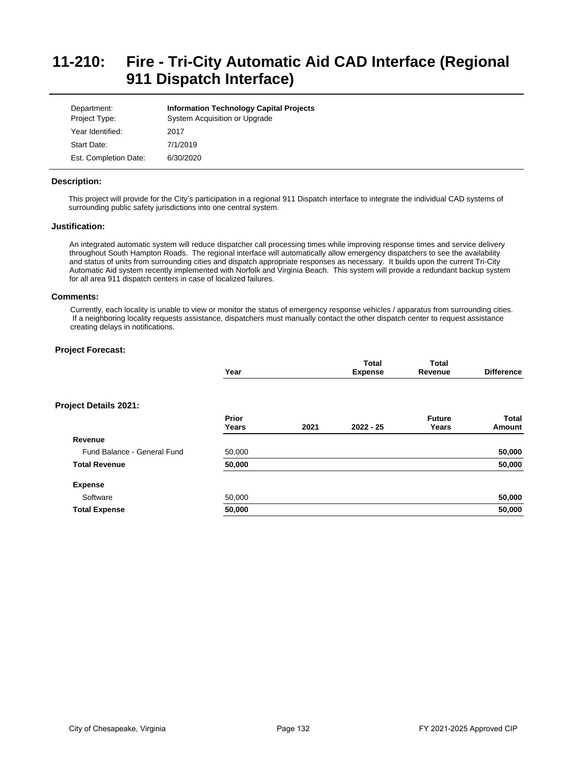# 11-210: Fire - Tri-City Automatic Aid CAD Interface (Regional 911 Dispatch Interface)

| | |
|---|---|
| Department: | **Information Technology Capital Projects** |
| Project Type: | System Acquisition or Upgrade |
| Year Identified: | 2017 |
| Start Date: | 7/1/2019 |
| Est. Completion Date: | 6/30/2020 |

### Description:

This project will provide for the City's participation in a regional 911 Dispatch interface to integrate the individual CAD systems of surrounding public safety jurisdictions into one central system.

### Justification:

An integrated automatic system will reduce dispatcher call processing times while improving response times and service delivery throughout South Hampton Roads. The regional interface will automatically allow emergency dispatchers to see the availability and status of units from surrounding cities and dispatch appropriate responses as necessary. It builds upon the current Tri-City Automatic Aid system recently implemented with Norfolk and Virginia Beach. This system will provide a redundant backup system for all area 911 dispatch centers in case of localized failures.

### Comments:

Currently, each locality is unable to view or monitor the status of emergency response vehicles / apparatus from surrounding cities. If a neighboring locality requests assistance, dispatchers must manually contact the other dispatch center to request assistance creating delays in notifications.

### Project Forecast:

| Year | Total Expense | Total Revenue | Difference |
|---|---|---|---|

### Project Details 2021:

| | Prior Years | 2021 | 2022 - 25 | Future Years | Total Amount |
|---|---|---|---|---|---|
| **Revenue** | | | | | |
| Fund Balance - General Fund | 50,000 | | | | **50,000** |
| **Total Revenue** | **50,000** | | | | **50,000** |
| **Expense** | | | | | |
| Software | 50,000 | | | | **50,000** |
| **Total Expense** | **50,000** | | | | **50,000** |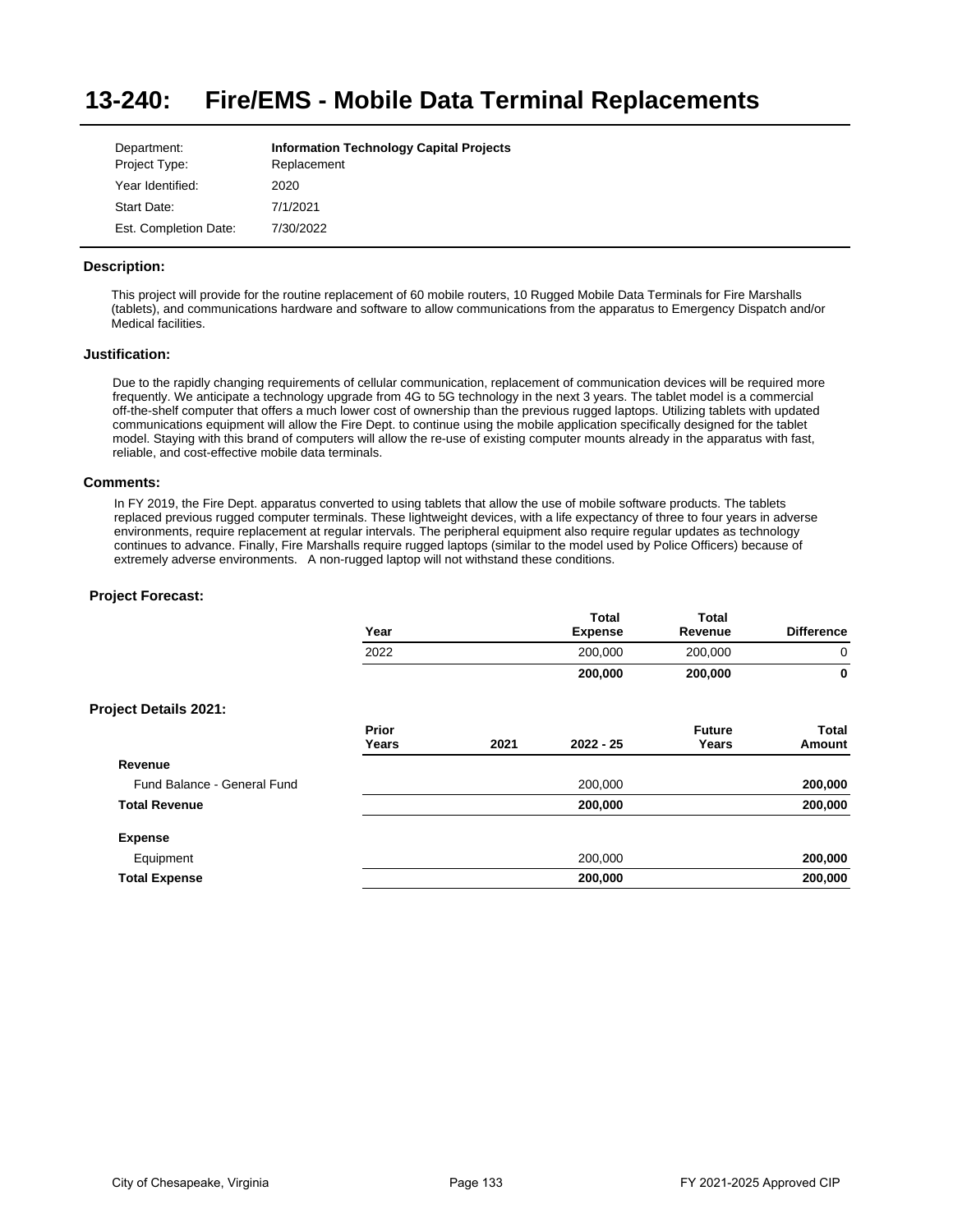# 13-240: Fire/EMS - Mobile Data Terminal Replacements

| | |
|---|---|
| Department: | **Information Technology Capital Projects** |
| Project Type: | Replacement |
| Year Identified: | 2020 |
| Start Date: | 7/1/2021 |
| Est. Completion Date: | 7/30/2022 |

### Description:

This project will provide for the routine replacement of 60 mobile routers, 10 Rugged Mobile Data Terminals for Fire Marshalls (tablets), and communications hardware and software to allow communications from the apparatus to Emergency Dispatch and/or Medical facilities.

### Justification:

Due to the rapidly changing requirements of cellular communication, replacement of communication devices will be required more frequently. We anticipate a technology upgrade from 4G to 5G technology in the next 3 years. The tablet model is a commercial off-the-shelf computer that offers a much lower cost of ownership than the previous rugged laptops. Utilizing tablets with updated communications equipment will allow the Fire Dept. to continue using the mobile application specifically designed for the tablet model. Staying with this brand of computers will allow the re-use of existing computer mounts already in the apparatus with fast, reliable, and cost-effective mobile data terminals.

### Comments:

In FY 2019, the Fire Dept. apparatus converted to using tablets that allow the use of mobile software products. The tablets replaced previous rugged computer terminals. These lightweight devices, with a life expectancy of three to four years in adverse environments, require replacement at regular intervals. The peripheral equipment also require regular updates as technology continues to advance. Finally, Fire Marshalls require rugged laptops (similar to the model used by Police Officers) because of extremely adverse environments. A non-rugged laptop will not withstand these conditions.

### Project Forecast:

| Year | Total Expense | Total Revenue | Difference |
|---|---|---|---|
| 2022 | 200,000 | 200,000 | 0 |
| | **200,000** | **200,000** | **0** |

### Project Details 2021:

| | Prior Years | 2021 | 2022 - 25 | Future Years | Total Amount |
|---|---|---|---|---|---|
| **Revenue** | | | | | |
| Fund Balance - General Fund | | | 200,000 | | **200,000** |
| **Total Revenue** | | | **200,000** | | **200,000** |
| **Expense** | | | | | |
| Equipment | | | 200,000 | | **200,000** |
| **Total Expense** | | | **200,000** | | **200,000** |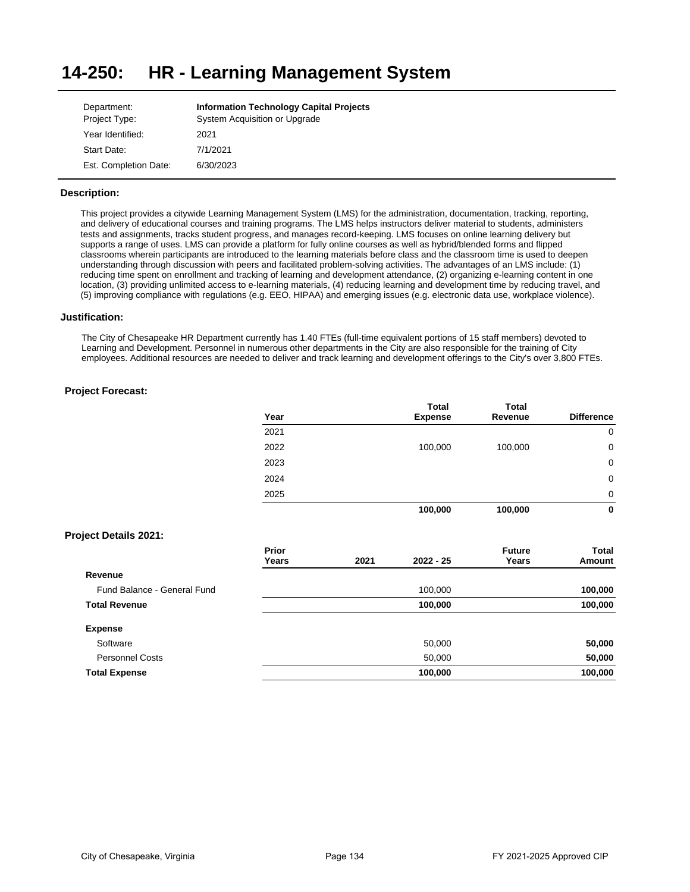# 14-250: HR - Learning Management System

| | |
|---|---|
| Department: | **Information Technology Capital Projects** |
| Project Type: | System Acquisition or Upgrade |
| Year Identified: | 2021 |
| Start Date: | 7/1/2021 |
| Est. Completion Date: | 6/30/2023 |

### Description:

This project provides a citywide Learning Management System (LMS) for the administration, documentation, tracking, reporting, and delivery of educational courses and training programs. The LMS helps instructors deliver material to students, administers tests and assignments, tracks student progress, and manages record-keeping. LMS focuses on online learning delivery but supports a range of uses. LMS can provide a platform for fully online courses as well as hybrid/blended forms and flipped classrooms wherein participants are introduced to the learning materials before class and the classroom time is used to deepen understanding through discussion with peers and facilitated problem-solving activities. The advantages of an LMS include: (1) reducing time spent on enrollment and tracking of learning and development attendance, (2) organizing e-learning content in one location, (3) providing unlimited access to e-learning materials, (4) reducing learning and development time by reducing travel, and (5) improving compliance with regulations (e.g. EEO, HIPAA) and emerging issues (e.g. electronic data use, workplace violence).

### Justification:

The City of Chesapeake HR Department currently has 1.40 FTEs (full-time equivalent portions of 15 staff members) devoted to Learning and Development. Personnel in numerous other departments in the City are also responsible for the training of City employees. Additional resources are needed to deliver and track learning and development offerings to the City's over 3,800 FTEs.

### Project Forecast:

| Year | Total Expense | Total Revenue | Difference |
|---|---|---|---|
| 2021 | | | 0 |
| 2022 | 100,000 | 100,000 | 0 |
| 2023 | | | 0 |
| 2024 | | | 0 |
| 2025 | | | 0 |
| | **100,000** | **100,000** | **0** |

### Project Details 2021:

| | Prior Years | 2021 | 2022 - 25 | Future Years | Total Amount |
|---|---|---|---|---|---|
| **Revenue** | | | | | |
| Fund Balance - General Fund | | | 100,000 | | **100,000** |
| **Total Revenue** | | | **100,000** | | **100,000** |
| **Expense** | | | | | |
| Software | | | 50,000 | | **50,000** |
| Personnel Costs | | | 50,000 | | **50,000** |
| **Total Expense** | | | **100,000** | | **100,000** |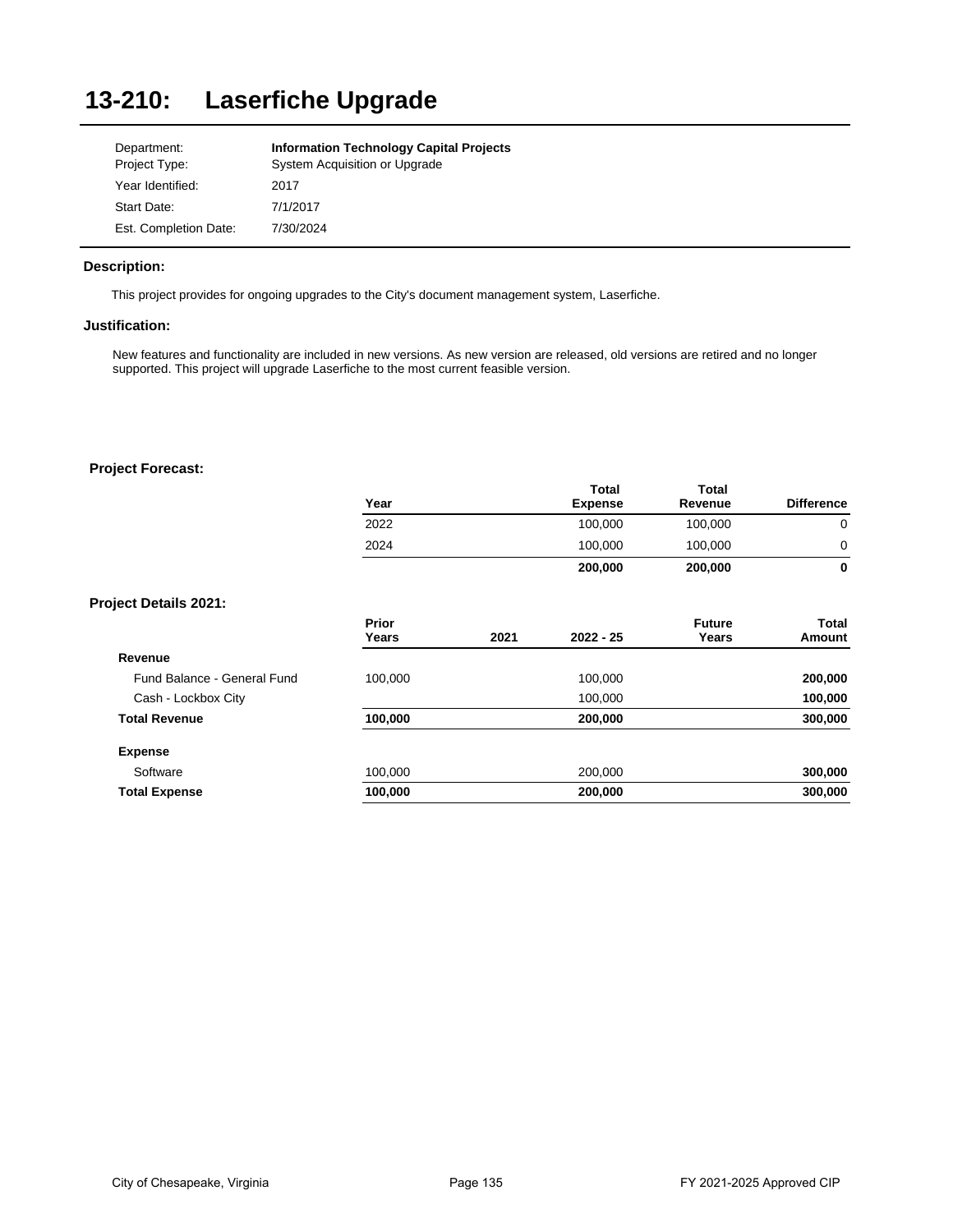# 13-210: Laserfiche Upgrade

| | |
|---|---|
| Department: | **Information Technology Capital Projects** |
| Project Type: | System Acquisition or Upgrade |
| Year Identified: | 2017 |
| Start Date: | 7/1/2017 |
| Est. Completion Date: | 7/30/2024 |

### Description:

This project provides for ongoing upgrades to the City's document management system, Laserfiche.

### Justification:

New features and functionality are included in new versions. As new version are released, old versions are retired and no longer supported. This project will upgrade Laserfiche to the most current feasible version.

### Project Forecast:

| Year | Total Expense | Total Revenue | Difference |
|---|---|---|---|
| 2022 | 100,000 | 100,000 | 0 |
| 2024 | 100,000 | 100,000 | 0 |
| | **200,000** | **200,000** | **0** |

### Project Details 2021:

| | Prior Years | 2021 | 2022 - 25 | Future Years | Total Amount |
|---|---|---|---|---|---|
| **Revenue** | | | | | |
| Fund Balance - General Fund | 100,000 | | 100,000 | | **200,000** |
| Cash - Lockbox City | | | 100,000 | | **100,000** |
| **Total Revenue** | **100,000** | | **200,000** | | **300,000** |
| **Expense** | | | | | |
| Software | 100,000 | | 200,000 | | **300,000** |
| **Total Expense** | **100,000** | | **200,000** | | **300,000** |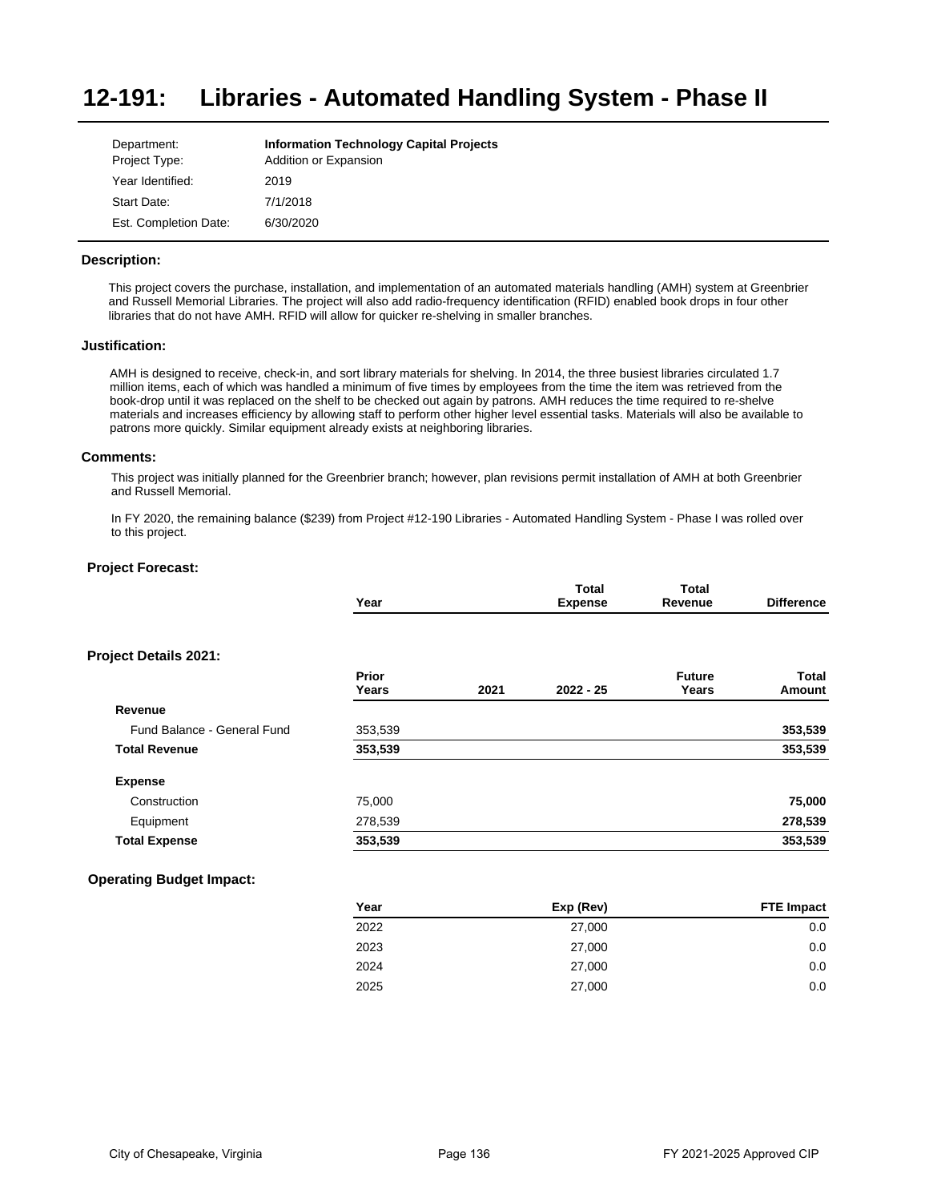# 12-191: Libraries - Automated Handling System - Phase II

| | |
|---|---|
| Department: | **Information Technology Capital Projects** |
| Project Type: | Addition or Expansion |
| Year Identified: | 2019 |
| Start Date: | 7/1/2018 |
| Est. Completion Date: | 6/30/2020 |

### Description:

This project covers the purchase, installation, and implementation of an automated materials handling (AMH) system at Greenbrier and Russell Memorial Libraries. The project will also add radio-frequency identification (RFID) enabled book drops in four other libraries that do not have AMH. RFID will allow for quicker re-shelving in smaller branches.

### Justification:

AMH is designed to receive, check-in, and sort library materials for shelving. In 2014, the three busiest libraries circulated 1.7 million items, each of which was handled a minimum of five times by employees from the time the item was retrieved from the book-drop until it was replaced on the shelf to be checked out again by patrons. AMH reduces the time required to re-shelve materials and increases efficiency by allowing staff to perform other higher level essential tasks. Materials will also be available to patrons more quickly. Similar equipment already exists at neighboring libraries.

### Comments:

This project was initially planned for the Greenbrier branch; however, plan revisions permit installation of AMH at both Greenbrier and Russell Memorial.

In FY 2020, the remaining balance ($239) from Project #12-190 Libraries - Automated Handling System - Phase I was rolled over to this project.

### Project Forecast:

| Year | Total Expense | Total Revenue | Difference |
|---|---|---|---|

### Project Details 2021:

| | Prior Years | 2021 | 2022 - 25 | Future Years | Total Amount |
|---|---|---|---|---|---|
| **Revenue** | | | | | |
| Fund Balance - General Fund | 353,539 | | | | **353,539** |
| **Total Revenue** | **353,539** | | | | **353,539** |
| **Expense** | | | | | |
| Construction | 75,000 | | | | **75,000** |
| Equipment | 278,539 | | | | **278,539** |
| **Total Expense** | **353,539** | | | | **353,539** |

### Operating Budget Impact:

| Year | Exp (Rev) | FTE Impact |
|---|---|---|
| 2022 | 27,000 | 0.0 |
| 2023 | 27,000 | 0.0 |
| 2024 | 27,000 | 0.0 |
| 2025 | 27,000 | 0.0 |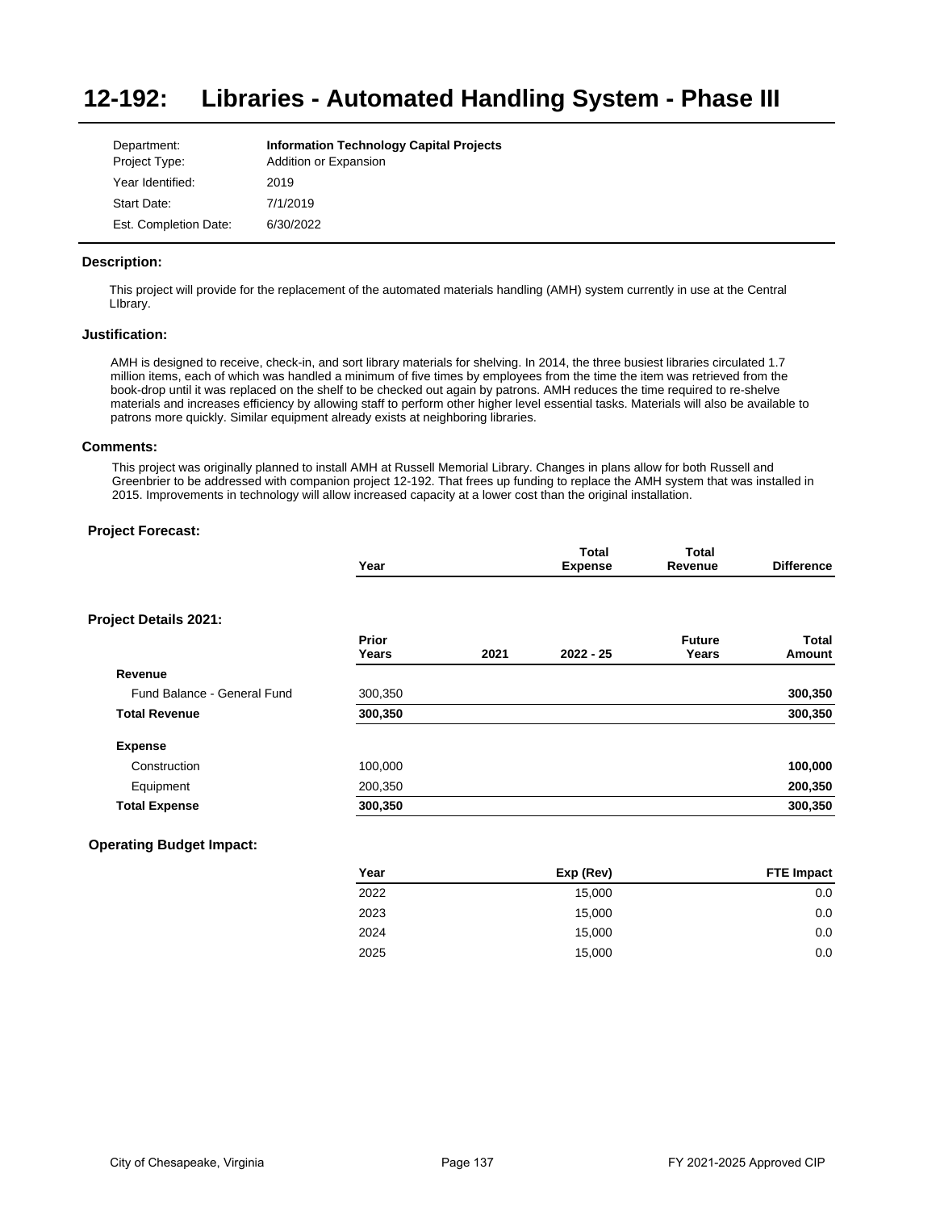# 12-192: Libraries - Automated Handling System - Phase III

| | |
|---|---|
| Department: | **Information Technology Capital Projects** |
| Project Type: | Addition or Expansion |
| Year Identified: | 2019 |
| Start Date: | 7/1/2019 |
| Est. Completion Date: | 6/30/2022 |

### Description:

This project will provide for the replacement of the automated materials handling (AMH) system currently in use at the Central LIbrary.

### Justification:

AMH is designed to receive, check-in, and sort library materials for shelving. In 2014, the three busiest libraries circulated 1.7 million items, each of which was handled a minimum of five times by employees from the time the item was retrieved from the book-drop until it was replaced on the shelf to be checked out again by patrons. AMH reduces the time required to re-shelve materials and increases efficiency by allowing staff to perform other higher level essential tasks. Materials will also be available to patrons more quickly. Similar equipment already exists at neighboring libraries.

### Comments:

This project was originally planned to install AMH at Russell Memorial Library. Changes in plans allow for both Russell and Greenbrier to be addressed with companion project 12-192. That frees up funding to replace the AMH system that was installed in 2015. Improvements in technology will allow increased capacity at a lower cost than the original installation.

### Project Forecast:

| Year | Total Expense | Total Revenue | Difference |
|---|---|---|---|

### Project Details 2021:

| | Prior Years | 2021 | 2022 - 25 | Future Years | Total Amount |
|---|---|---|---|---|---|
| **Revenue** | | | | | |
| Fund Balance - General Fund | 300,350 | | | | **300,350** |
| **Total Revenue** | **300,350** | | | | **300,350** |
| **Expense** | | | | | |
| Construction | 100,000 | | | | **100,000** |
| Equipment | 200,350 | | | | **200,350** |
| **Total Expense** | **300,350** | | | | **300,350** |

### Operating Budget Impact:

| Year | Exp (Rev) | FTE Impact |
|---|---|---|
| 2022 | 15,000 | 0.0 |
| 2023 | 15,000 | 0.0 |
| 2024 | 15,000 | 0.0 |
| 2025 | 15,000 | 0.0 |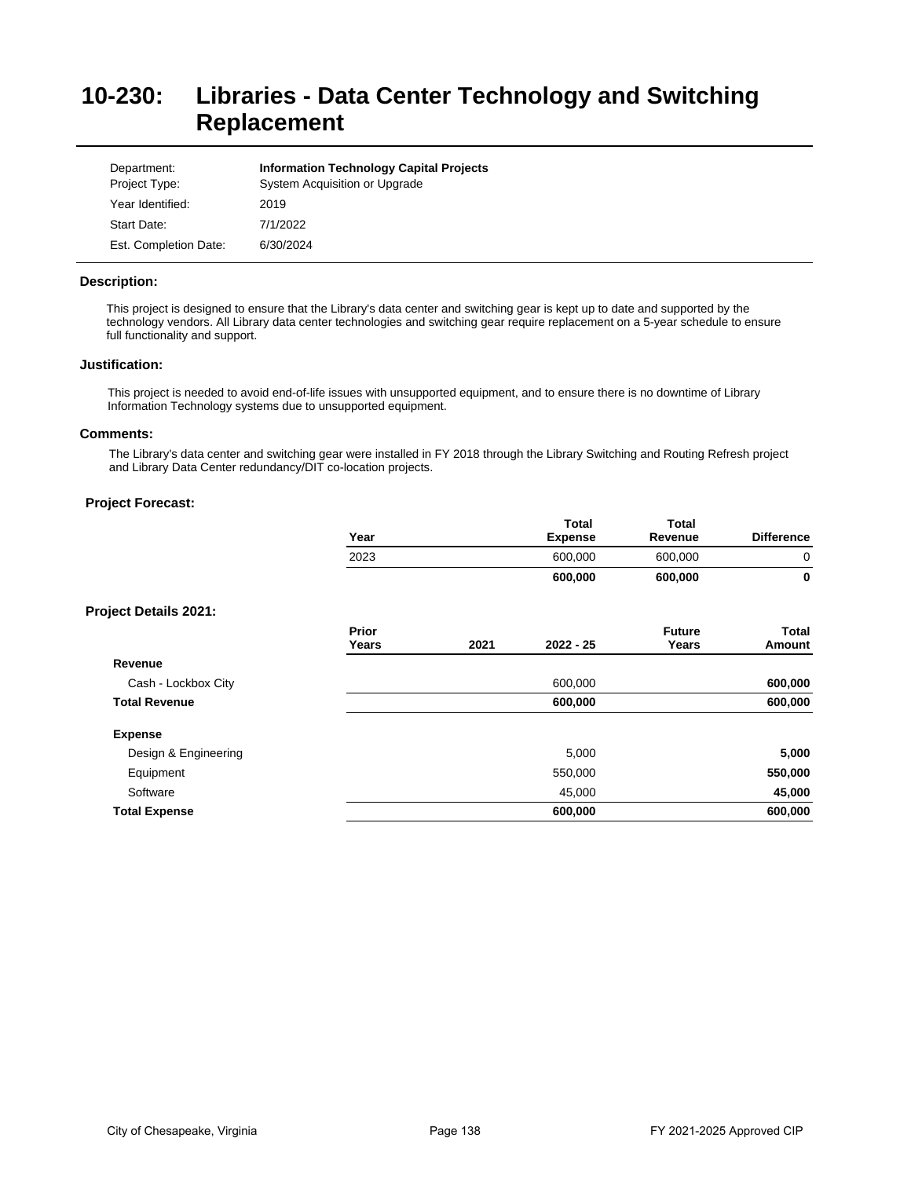# 10-230: Libraries - Data Center Technology and Switching Replacement

| | |
|---|---|
| Department: | **Information Technology Capital Projects** |
| Project Type: | System Acquisition or Upgrade |
| Year Identified: | 2019 |
| Start Date: | 7/1/2022 |
| Est. Completion Date: | 6/30/2024 |

### Description:

This project is designed to ensure that the Library's data center and switching gear is kept up to date and supported by the technology vendors. All Library data center technologies and switching gear require replacement on a 5-year schedule to ensure full functionality and support.

### Justification:

This project is needed to avoid end-of-life issues with unsupported equipment, and to ensure there is no downtime of Library Information Technology systems due to unsupported equipment.

### Comments:

The Library's data center and switching gear were installed in FY 2018 through the Library Switching and Routing Refresh project and Library Data Center redundancy/DIT co-location projects.

### Project Forecast:

| Year | Total Expense | Total Revenue | Difference |
|---|---|---|---|
| 2023 | 600,000 | 600,000 | 0 |
| | **600,000** | **600,000** | **0** |

### Project Details 2021:

| | Prior Years | 2021 | 2022 - 25 | Future Years | Total Amount |
|---|---|---|---|---|---|
| **Revenue** | | | | | |
| Cash - Lockbox City | | | 600,000 | | **600,000** |
| **Total Revenue** | | | **600,000** | | **600,000** |
| **Expense** | | | | | |
| Design & Engineering | | | 5,000 | | **5,000** |
| Equipment | | | 550,000 | | **550,000** |
| Software | | | 45,000 | | **45,000** |
| **Total Expense** | | | **600,000** | | **600,000** |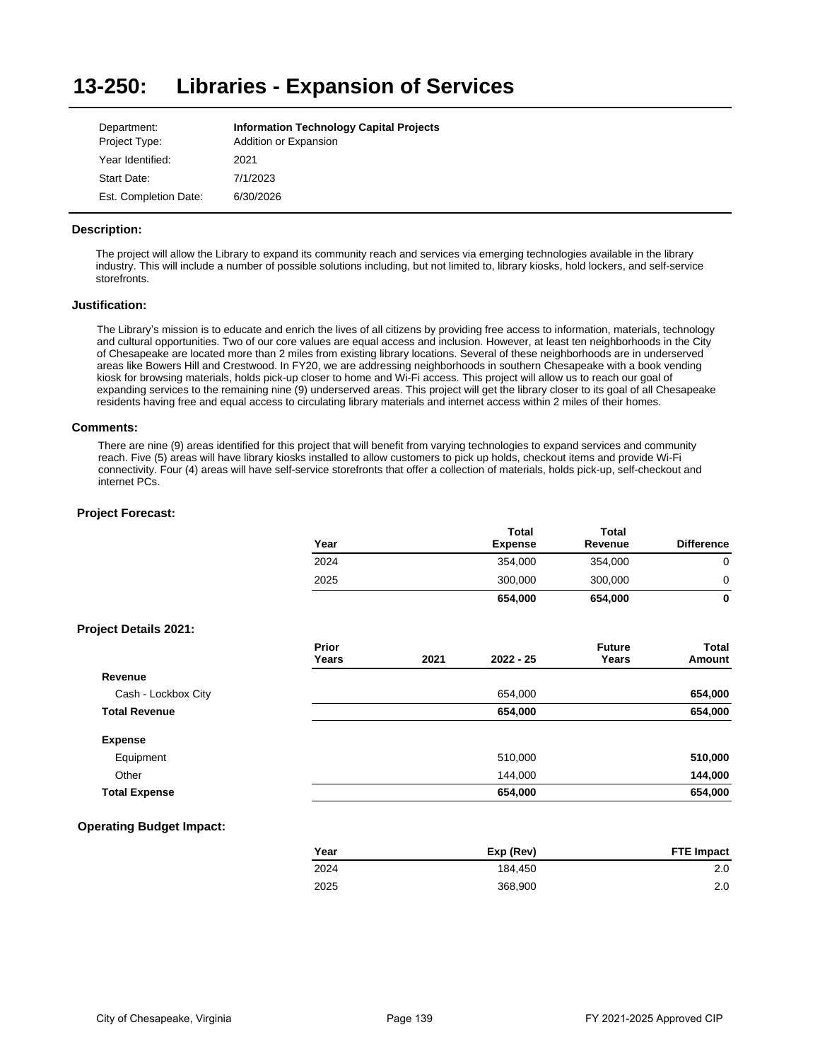# 13-250: Libraries - Expansion of Services

| | |
|---|---|
| Department: | **Information Technology Capital Projects** |
| Project Type: | Addition or Expansion |
| Year Identified: | 2021 |
| Start Date: | 7/1/2023 |
| Est. Completion Date: | 6/30/2026 |

### Description:

The project will allow the Library to expand its community reach and services via emerging technologies available in the library industry. This will include a number of possible solutions including, but not limited to, library kiosks, hold lockers, and self-service storefronts.

### Justification:

The Library's mission is to educate and enrich the lives of all citizens by providing free access to information, materials, technology and cultural opportunities. Two of our core values are equal access and inclusion. However, at least ten neighborhoods in the City of Chesapeake are located more than 2 miles from existing library locations. Several of these neighborhoods are in underserved areas like Bowers Hill and Crestwood. In FY20, we are addressing neighborhoods in southern Chesapeake with a book vending kiosk for browsing materials, holds pick-up closer to home and Wi-Fi access. This project will allow us to reach our goal of expanding services to the remaining nine (9) underserved areas. This project will get the library closer to its goal of all Chesapeake residents having free and equal access to circulating library materials and internet access within 2 miles of their homes.

### Comments:

There are nine (9) areas identified for this project that will benefit from varying technologies to expand services and community reach. Five (5) areas will have library kiosks installed to allow customers to pick up holds, checkout items and provide Wi-Fi connectivity. Four (4) areas will have self-service storefronts that offer a collection of materials, holds pick-up, self-checkout and internet PCs.

### Project Forecast:

| Year | Total Expense | Total Revenue | Difference |
|---|---|---|---|
| 2024 | 354,000 | 354,000 | 0 |
| 2025 | 300,000 | 300,000 | 0 |
| | **654,000** | **654,000** | **0** |

### Project Details 2021:

| | Prior Years | 2021 | 2022 - 25 | Future Years | Total Amount |
|---|---|---|---|---|---|
| **Revenue** | | | | | |
| Cash - Lockbox City | | | 654,000 | | **654,000** |
| **Total Revenue** | | | **654,000** | | **654,000** |
| **Expense** | | | | | |
| Equipment | | | 510,000 | | **510,000** |
| Other | | | 144,000 | | **144,000** |
| **Total Expense** | | | **654,000** | | **654,000** |

### Operating Budget Impact:

| Year | Exp (Rev) | FTE Impact |
|---|---|---|
| 2024 | 184,450 | 2.0 |
| 2025 | 368,900 | 2.0 |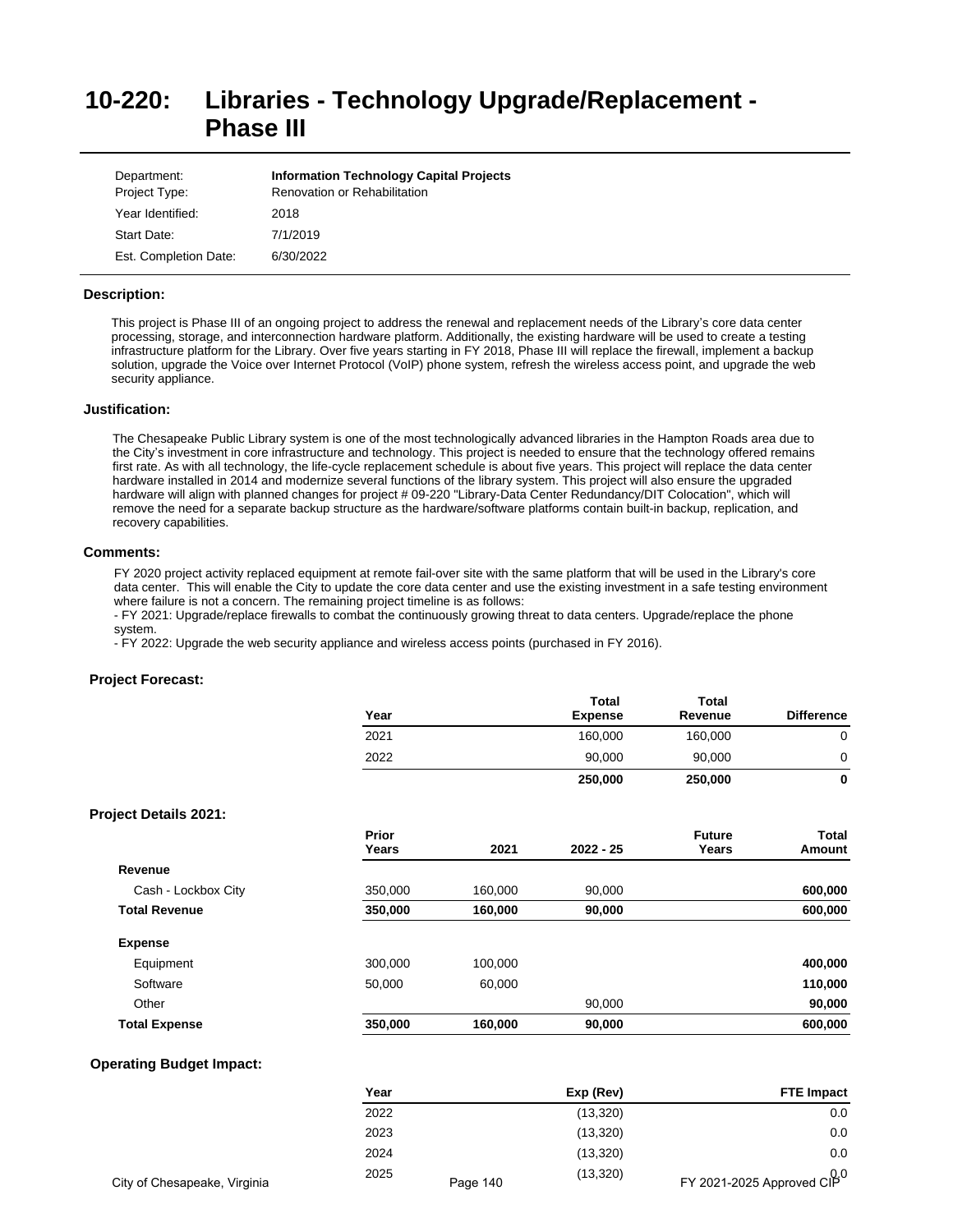# 10-220: Libraries - Technology Upgrade/Replacement - Phase III

| | |
|---|---|
| Department: | **Information Technology Capital Projects** |
| Project Type: | Renovation or Rehabilitation |
| Year Identified: | 2018 |
| Start Date: | 7/1/2019 |
| Est. Completion Date: | 6/30/2022 |

### Description:

This project is Phase III of an ongoing project to address the renewal and replacement needs of the Library's core data center processing, storage, and interconnection hardware platform. Additionally, the existing hardware will be used to create a testing infrastructure platform for the Library. Over five years starting in FY 2018, Phase III will replace the firewall, implement a backup solution, upgrade the Voice over Internet Protocol (VoIP) phone system, refresh the wireless access point, and upgrade the web security appliance.

### Justification:

The Chesapeake Public Library system is one of the most technologically advanced libraries in the Hampton Roads area due to the City's investment in core infrastructure and technology. This project is needed to ensure that the technology offered remains first rate. As with all technology, the life-cycle replacement schedule is about five years. This project will replace the data center hardware installed in 2014 and modernize several functions of the library system. This project will also ensure the upgraded hardware will align with planned changes for project # 09-220 "Library-Data Center Redundancy/DIT Colocation", which will remove the need for a separate backup structure as the hardware/software platforms contain built-in backup, replication, and recovery capabilities.

### Comments:

FY 2020 project activity replaced equipment at remote fail-over site with the same platform that will be used in the Library's core data center. This will enable the City to update the core data center and use the existing investment in a safe testing environment where failure is not a concern. The remaining project timeline is as follows:
- FY 2021: Upgrade/replace firewalls to combat the continuously growing threat to data centers. Upgrade/replace the phone system.
- FY 2022: Upgrade the web security appliance and wireless access points (purchased in FY 2016).

### Project Forecast:

| Year | Total Expense | Total Revenue | Difference |
|---|---|---|---|
| 2021 | 160,000 | 160,000 | 0 |
| 2022 | 90,000 | 90,000 | 0 |
| | **250,000** | **250,000** | **0** |

### Project Details 2021:

| | Prior Years | 2021 | 2022 - 25 | Future Years | Total Amount |
|---|---|---|---|---|---|
| **Revenue** | | | | | |
| Cash - Lockbox City | 350,000 | 160,000 | 90,000 | | **600,000** |
| **Total Revenue** | **350,000** | **160,000** | **90,000** | | **600,000** |
| **Expense** | | | | | |
| Equipment | 300,000 | 100,000 | | | **400,000** |
| Software | 50,000 | 60,000 | | | **110,000** |
| Other | | | 90,000 | | **90,000** |
| **Total Expense** | **350,000** | **160,000** | **90,000** | | **600,000** |

### Operating Budget Impact:

| Year | Exp (Rev) | FTE Impact |
|---|---|---|
| 2022 | (13,320) | 0.0 |
| 2023 | (13,320) | 0.0 |
| 2024 | (13,320) | 0.0 |
| 2025 | (13,320) | 0.0 |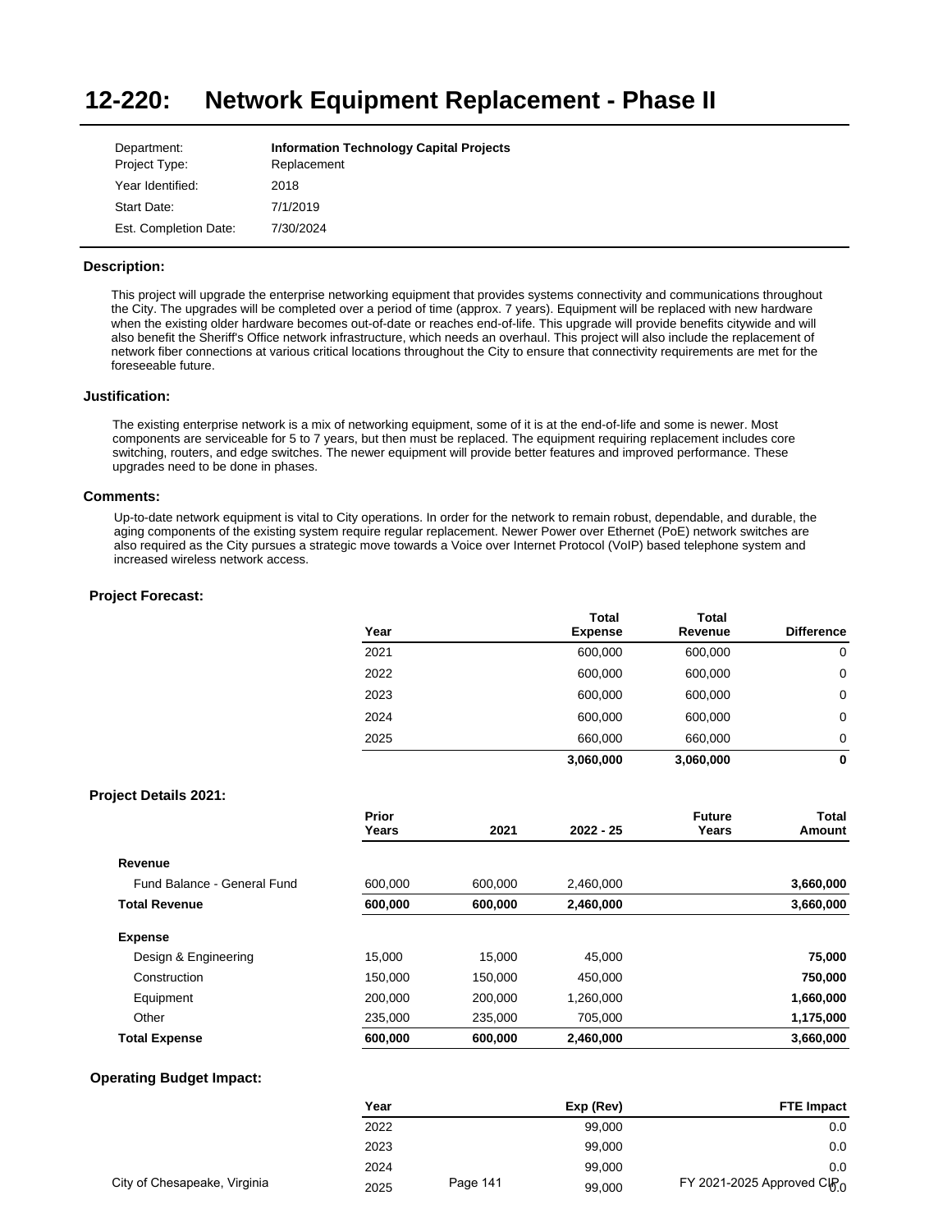# 12-220: Network Equipment Replacement - Phase II

| | |
|---|---|
| Department: | **Information Technology Capital Projects** |
| Project Type: | Replacement |
| Year Identified: | 2018 |
| Start Date: | 7/1/2019 |
| Est. Completion Date: | 7/30/2024 |

### Description:

This project will upgrade the enterprise networking equipment that provides systems connectivity and communications throughout the City. The upgrades will be completed over a period of time (approx. 7 years). Equipment will be replaced with new hardware when the existing older hardware becomes out-of-date or reaches end-of-life. This upgrade will provide benefits citywide and will also benefit the Sheriff's Office network infrastructure, which needs an overhaul. This project will also include the replacement of network fiber connections at various critical locations throughout the City to ensure that connectivity requirements are met for the foreseeable future.

### Justification:

The existing enterprise network is a mix of networking equipment, some of it is at the end-of-life and some is newer. Most components are serviceable for 5 to 7 years, but then must be replaced. The equipment requiring replacement includes core switching, routers, and edge switches. The newer equipment will provide better features and improved performance. These upgrades need to be done in phases.

### Comments:

Up-to-date network equipment is vital to City operations. In order for the network to remain robust, dependable, and durable, the aging components of the existing system require regular replacement. Newer Power over Ethernet (PoE) network switches are also required as the City pursues a strategic move towards a Voice over Internet Protocol (VoIP) based telephone system and increased wireless network access.

### Project Forecast:

| Year | Total Expense | Total Revenue | Difference |
|---|---|---|---|
| 2021 | 600,000 | 600,000 | 0 |
| 2022 | 600,000 | 600,000 | 0 |
| 2023 | 600,000 | 600,000 | 0 |
| 2024 | 600,000 | 600,000 | 0 |
| 2025 | 660,000 | 660,000 | 0 |
| | **3,060,000** | **3,060,000** | **0** |

### Project Details 2021:

| | Prior Years | 2021 | 2022 - 25 | Future Years | Total Amount |
|---|---|---|---|---|---|
| **Revenue** | | | | | |
| Fund Balance - General Fund | 600,000 | 600,000 | 2,460,000 | | **3,660,000** |
| **Total Revenue** | **600,000** | **600,000** | **2,460,000** | | **3,660,000** |
| **Expense** | | | | | |
| Design & Engineering | 15,000 | 15,000 | 45,000 | | **75,000** |
| Construction | 150,000 | 150,000 | 450,000 | | **750,000** |
| Equipment | 200,000 | 200,000 | 1,260,000 | | **1,660,000** |
| Other | 235,000 | 235,000 | 705,000 | | **1,175,000** |
| **Total Expense** | **600,000** | **600,000** | **2,460,000** | | **3,660,000** |

### Operating Budget Impact:

| Year | Exp (Rev) | FTE Impact |
|---|---|---|
| 2022 | 99,000 | 0.0 |
| 2023 | 99,000 | 0.0 |
| 2024 | 99,000 | 0.0 |
| 2025 | 99,000 | 0.0 |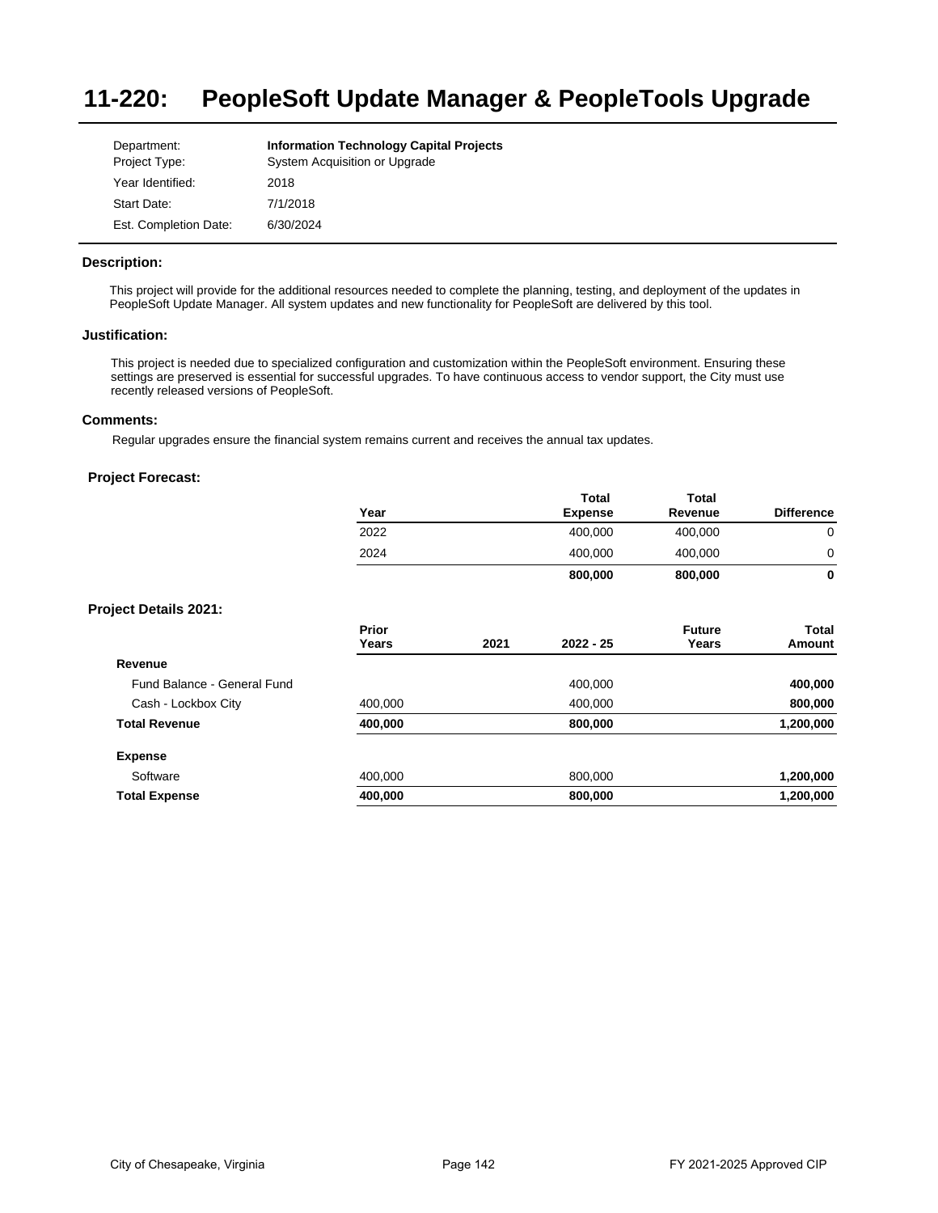# 11-220: PeopleSoft Update Manager & PeopleTools Upgrade

| | |
|---|---|
| Department: | **Information Technology Capital Projects** |
| Project Type: | System Acquisition or Upgrade |
| Year Identified: | 2018 |
| Start Date: | 7/1/2018 |
| Est. Completion Date: | 6/30/2024 |

### Description:

This project will provide for the additional resources needed to complete the planning, testing, and deployment of the updates in PeopleSoft Update Manager. All system updates and new functionality for PeopleSoft are delivered by this tool.

### Justification:

This project is needed due to specialized configuration and customization within the PeopleSoft environment. Ensuring these settings are preserved is essential for successful upgrades. To have continuous access to vendor support, the City must use recently released versions of PeopleSoft.

### Comments:

Regular upgrades ensure the financial system remains current and receives the annual tax updates.

### Project Forecast:

| Year | Total Expense | Total Revenue | Difference |
|---|---|---|---|
| 2022 | 400,000 | 400,000 | 0 |
| 2024 | 400,000 | 400,000 | 0 |
| | **800,000** | **800,000** | **0** |

### Project Details 2021:

| | Prior Years | 2021 | 2022 - 25 | Future Years | Total Amount |
|---|---|---|---|---|---|
| **Revenue** | | | | | |
| Fund Balance - General Fund | | | 400,000 | | **400,000** |
| Cash - Lockbox City | 400,000 | | 400,000 | | **800,000** |
| **Total Revenue** | **400,000** | | **800,000** | | **1,200,000** |
| **Expense** | | | | | |
| Software | 400,000 | | 800,000 | | **1,200,000** |
| **Total Expense** | **400,000** | | **800,000** | | **1,200,000** |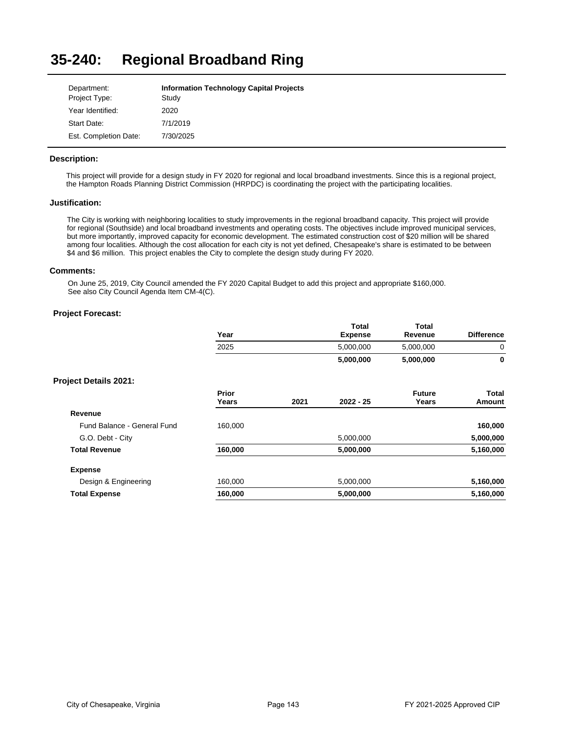# 35-240: Regional Broadband Ring

| | |
|---|---|
| Department: | **Information Technology Capital Projects** |
| Project Type: | Study |
| Year Identified: | 2020 |
| Start Date: | 7/1/2019 |
| Est. Completion Date: | 7/30/2025 |

### Description:

This project will provide for a design study in FY 2020 for regional and local broadband investments. Since this is a regional project, the Hampton Roads Planning District Commission (HRPDC) is coordinating the project with the participating localities.

### Justification:

The City is working with neighboring localities to study improvements in the regional broadband capacity. This project will provide for regional (Southside) and local broadband investments and operating costs. The objectives include improved municipal services, but more importantly, improved capacity for economic development. The estimated construction cost of $20 million will be shared among four localities. Although the cost allocation for each city is not yet defined, Chesapeake's share is estimated to be between $4 and $6 million. This project enables the City to complete the design study during FY 2020.

### Comments:

On June 25, 2019, City Council amended the FY 2020 Capital Budget to add this project and appropriate $160,000. See also City Council Agenda Item CM-4(C).

### Project Forecast:

| Year | Total Expense | Total Revenue | Difference |
|---|---|---|---|
| 2025 | 5,000,000 | 5,000,000 | 0 |
| | **5,000,000** | **5,000,000** | **0** |

### Project Details 2021:

| | Prior Years | 2021 | 2022 - 25 | Future Years | Total Amount |
|---|---|---|---|---|---|
| **Revenue** | | | | | |
| Fund Balance - General Fund | 160,000 | | | | **160,000** |
| G.O. Debt - City | | | 5,000,000 | | **5,000,000** |
| **Total Revenue** | **160,000** | | **5,000,000** | | **5,160,000** |
| **Expense** | | | | | |
| Design & Engineering | 160,000 | | 5,000,000 | | **5,160,000** |
| **Total Expense** | **160,000** | | **5,000,000** | | **5,160,000** |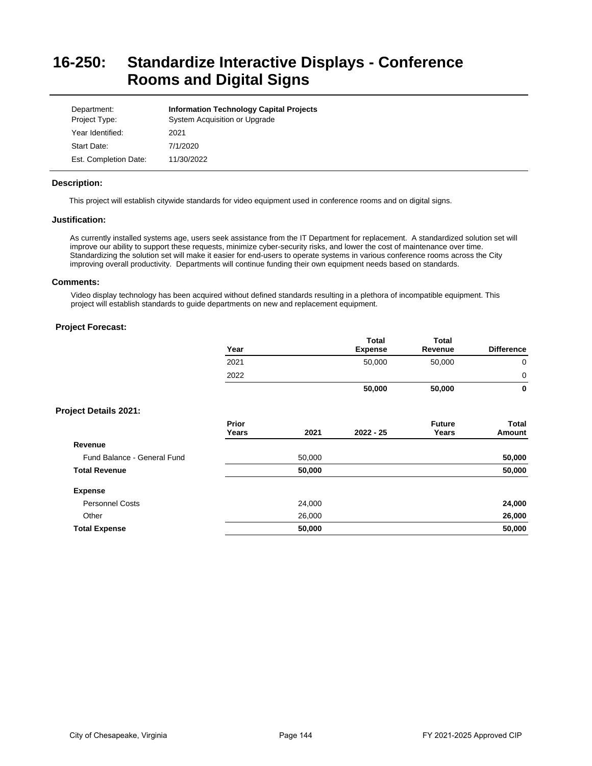# 16-250: Standardize Interactive Displays - Conference Rooms and Digital Signs

| | |
|---|---|
| Department: | **Information Technology Capital Projects** |
| Project Type: | System Acquisition or Upgrade |
| Year Identified: | 2021 |
| Start Date: | 7/1/2020 |
| Est. Completion Date: | 11/30/2022 |

### Description:

This project will establish citywide standards for video equipment used in conference rooms and on digital signs.

### Justification:

As currently installed systems age, users seek assistance from the IT Department for replacement. A standardized solution set will improve our ability to support these requests, minimize cyber-security risks, and lower the cost of maintenance over time. Standardizing the solution set will make it easier for end-users to operate systems in various conference rooms across the City improving overall productivity. Departments will continue funding their own equipment needs based on standards.

### Comments:

Video display technology has been acquired without defined standards resulting in a plethora of incompatible equipment. This project will establish standards to guide departments on new and replacement equipment.

### Project Forecast:

| Year | Total Expense | Total Revenue | Difference |
|---|---|---|---|
| 2021 | 50,000 | 50,000 | 0 |
| 2022 | | | 0 |
| | **50,000** | **50,000** | **0** |

### Project Details 2021:

| | Prior Years | 2021 | 2022 - 25 | Future Years | Total Amount |
|---|---|---|---|---|---|
| **Revenue** | | | | | |
| Fund Balance - General Fund | | 50,000 | | | **50,000** |
| **Total Revenue** | | **50,000** | | | **50,000** |
| **Expense** | | | | | |
| Personnel Costs | | 24,000 | | | **24,000** |
| Other | | 26,000 | | | **26,000** |
| **Total Expense** | | **50,000** | | | **50,000** |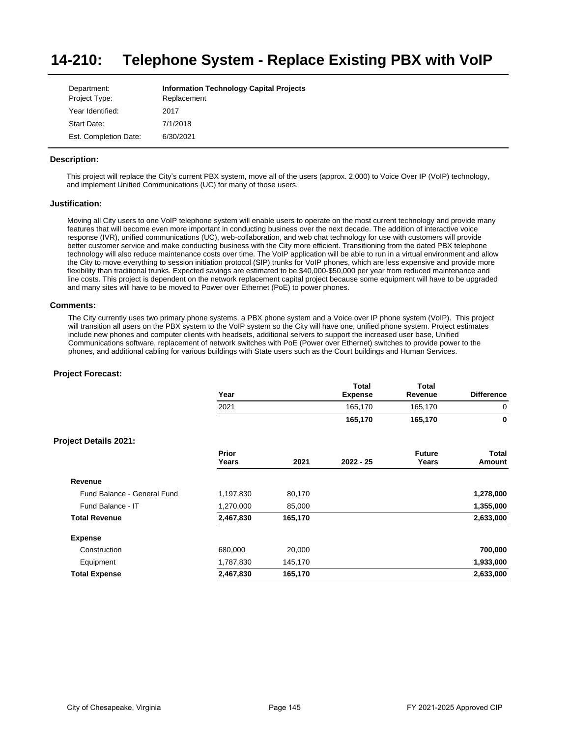# 14-210: Telephone System - Replace Existing PBX with VoIP

| | |
|---|---|
| Department: | **Information Technology Capital Projects** |
| Project Type: | Replacement |
| Year Identified: | 2017 |
| Start Date: | 7/1/2018 |
| Est. Completion Date: | 6/30/2021 |

### Description:

This project will replace the City's current PBX system, move all of the users (approx. 2,000) to Voice Over IP (VoIP) technology, and implement Unified Communications (UC) for many of those users.

### Justification:

Moving all City users to one VoIP telephone system will enable users to operate on the most current technology and provide many features that will become even more important in conducting business over the next decade. The addition of interactive voice response (IVR), unified communications (UC), web-collaboration, and web chat technology for use with customers will provide better customer service and make conducting business with the City more efficient. Transitioning from the dated PBX telephone technology will also reduce maintenance costs over time. The VoIP application will be able to run in a virtual environment and allow the City to move everything to session initiation protocol (SIP) trunks for VoIP phones, which are less expensive and provide more flexibility than traditional trunks. Expected savings are estimated to be $40,000-$50,000 per year from reduced maintenance and line costs. This project is dependent on the network replacement capital project because some equipment will have to be upgraded and many sites will have to be moved to Power over Ethernet (PoE) to power phones.

### Comments:

The City currently uses two primary phone systems, a PBX phone system and a Voice over IP phone system (VoIP). This project will transition all users on the PBX system to the VoIP system so the City will have one, unified phone system. Project estimates include new phones and computer clients with headsets, additional servers to support the increased user base, Unified Communications software, replacement of network switches with PoE (Power over Ethernet) switches to provide power to the phones, and additional cabling for various buildings with State users such as the Court buildings and Human Services.

### Project Forecast:

| Year | Total Expense | Total Revenue | Difference |
|---|---|---|---|
| 2021 | 165,170 | 165,170 | 0 |
| | **165,170** | **165,170** | **0** |

### Project Details 2021:

| | Prior Years | 2021 | 2022 - 25 | Future Years | Total Amount |
|---|---|---|---|---|---|
| **Revenue** | | | | | |
| Fund Balance - General Fund | 1,197,830 | 80,170 | | | **1,278,000** |
| Fund Balance - IT | 1,270,000 | 85,000 | | | **1,355,000** |
| **Total Revenue** | **2,467,830** | **165,170** | | | **2,633,000** |
| **Expense** | | | | | |
| Construction | 680,000 | 20,000 | | | **700,000** |
| Equipment | 1,787,830 | 145,170 | | | **1,933,000** |
| **Total Expense** | **2,467,830** | **165,170** | | | **2,633,000** |